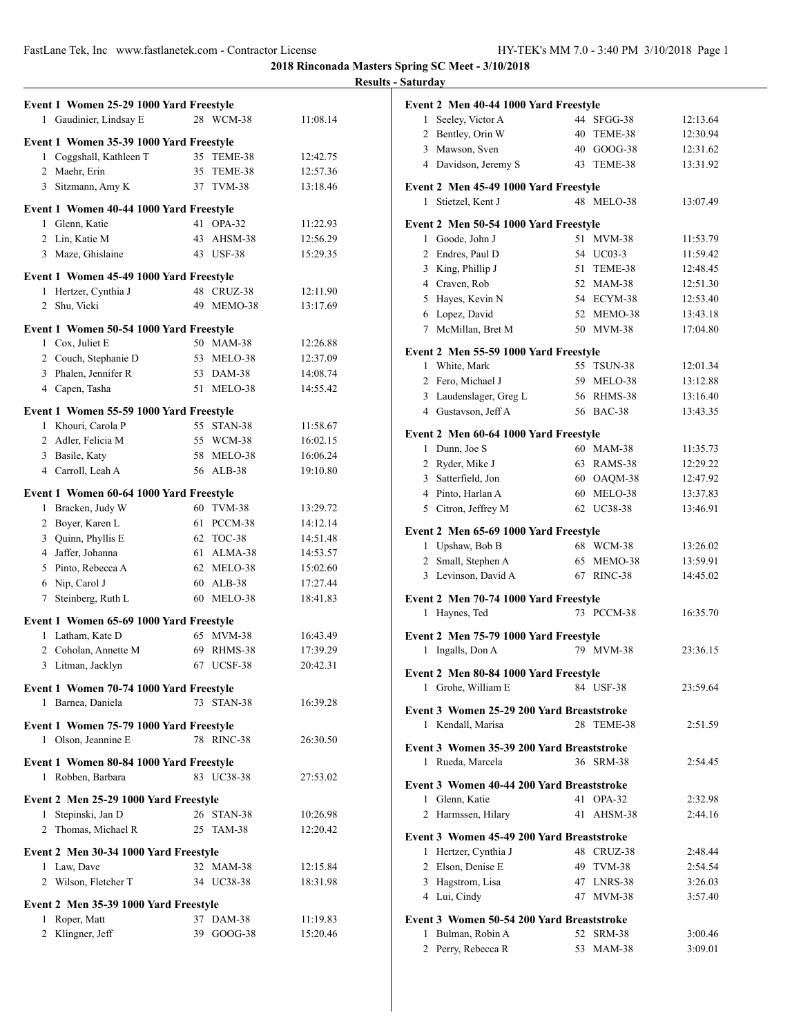**2018 Rinconada Masters Spring SC Meet - 3/10/2018**

**Results - Saturday**

### Event 1 Women 25-29 1000 Yard Freestyle

| | Name | Age | Team | Time |
|---|---|---|---|---|
| 1 | Gaudinier, Lindsay E | 28 | WCM-38 | 11:08.14 |

### Event 1 Women 35-39 1000 Yard Freestyle

| | Name | Age | Team | Time |
|---|---|---|---|---|
| 1 | Coggshall, Kathleen T | 35 | TEME-38 | 12:42.75 |
| 2 | Maehr, Erin | 35 | TEME-38 | 12:57.36 |
| 3 | Sitzmann, Amy K | 37 | TVM-38 | 13:18.46 |

### Event 1 Women 40-44 1000 Yard Freestyle

| | Name | Age | Team | Time |
|---|---|---|---|---|
| 1 | Glenn, Katie | 41 | OPA-32 | 11:22.93 |
| 2 | Lin, Katie M | 43 | AHSM-38 | 12:56.29 |
| 3 | Maze, Ghislaine | 43 | USF-38 | 15:29.35 |

### Event 1 Women 45-49 1000 Yard Freestyle

| | Name | Age | Team | Time |
|---|---|---|---|---|
| 1 | Hertzer, Cynthia J | 48 | CRUZ-38 | 12:11.90 |
| 2 | Shu, Vicki | 49 | MEMO-38 | 13:17.69 |

### Event 1 Women 50-54 1000 Yard Freestyle

| | Name | Age | Team | Time |
|---|---|---|---|---|
| 1 | Cox, Juliet E | 50 | MAM-38 | 12:26.88 |
| 2 | Couch, Stephanie D | 53 | MELO-38 | 12:37.09 |
| 3 | Phalen, Jennifer R | 53 | DAM-38 | 14:08.74 |
| 4 | Capen, Tasha | 51 | MELO-38 | 14:55.42 |

### Event 1 Women 55-59 1000 Yard Freestyle

| | Name | Age | Team | Time |
|---|---|---|---|---|
| 1 | Khouri, Carola P | 55 | STAN-38 | 11:58.67 |
| 2 | Adler, Felicia M | 55 | WCM-38 | 16:02.15 |
| 3 | Basile, Katy | 58 | MELO-38 | 16:06.24 |
| 4 | Carroll, Leah A | 56 | ALB-38 | 19:10.80 |

### Event 1 Women 60-64 1000 Yard Freestyle

| | Name | Age | Team | Time |
|---|---|---|---|---|
| 1 | Bracken, Judy W | 60 | TVM-38 | 13:29.72 |
| 2 | Boyer, Karen L | 61 | PCCM-38 | 14:12.14 |
| 3 | Quinn, Phyllis E | 62 | TOC-38 | 14:51.48 |
| 4 | Jaffer, Johanna | 61 | ALMA-38 | 14:53.57 |
| 5 | Pinto, Rebecca A | 62 | MELO-38 | 15:02.60 |
| 6 | Nip, Carol J | 60 | ALB-38 | 17:27.44 |
| 7 | Steinberg, Ruth L | 60 | MELO-38 | 18:41.83 |

### Event 1 Women 65-69 1000 Yard Freestyle

| | Name | Age | Team | Time |
|---|---|---|---|---|
| 1 | Latham, Kate D | 65 | MVM-38 | 16:43.49 |
| 2 | Coholan, Annette M | 69 | RHMS-38 | 17:39.29 |
| 3 | Litman, Jacklyn | 67 | UCSF-38 | 20:42.31 |

### Event 1 Women 70-74 1000 Yard Freestyle

| | Name | Age | Team | Time |
|---|---|---|---|---|
| 1 | Barnea, Daniela | 73 | STAN-38 | 16:39.28 |

### Event 1 Women 75-79 1000 Yard Freestyle

| | Name | Age | Team | Time |
|---|---|---|---|---|
| 1 | Olson, Jeannine E | 78 | RINC-38 | 26:30.50 |

### Event 1 Women 80-84 1000 Yard Freestyle

| | Name | Age | Team | Time |
|---|---|---|---|---|
| 1 | Robben, Barbara | 83 | UC38-38 | 27:53.02 |

### Event 2 Men 25-29 1000 Yard Freestyle

| | Name | Age | Team | Time |
|---|---|---|---|---|
| 1 | Stepinski, Jan D | 26 | STAN-38 | 10:26.98 |
| 2 | Thomas, Michael R | 25 | TAM-38 | 12:20.42 |

### Event 2 Men 30-34 1000 Yard Freestyle

| | Name | Age | Team | Time |
|---|---|---|---|---|
| 1 | Law, Dave | 32 | MAM-38 | 12:15.84 |
| 2 | Wilson, Fletcher T | 34 | UC38-38 | 18:31.98 |

### Event 2 Men 35-39 1000 Yard Freestyle

| | Name | Age | Team | Time |
|---|---|---|---|---|
| 1 | Roper, Matt | 37 | DAM-38 | 11:19.83 |
| 2 | Klingner, Jeff | 39 | GOOG-38 | 15:20.46 |

### Event 2 Men 40-44 1000 Yard Freestyle

| | Name | Age | Team | Time |
|---|---|---|---|---|
| 1 | Seeley, Victor A | 44 | SFGG-38 | 12:13.64 |
| 2 | Bentley, Orin W | 40 | TEME-38 | 12:30.94 |
| 3 | Mawson, Sven | 40 | GOOG-38 | 12:31.62 |
| 4 | Davidson, Jeremy S | 43 | TEME-38 | 13:31.92 |

### Event 2 Men 45-49 1000 Yard Freestyle

| | Name | Age | Team | Time |
|---|---|---|---|---|
| 1 | Stietzel, Kent J | 48 | MELO-38 | 13:07.49 |

### Event 2 Men 50-54 1000 Yard Freestyle

| | Name | Age | Team | Time |
|---|---|---|---|---|
| 1 | Goode, John J | 51 | MVM-38 | 11:53.79 |
| 2 | Endres, Paul D | 54 | UC03-3 | 11:59.42 |
| 3 | King, Phillip J | 51 | TEME-38 | 12:48.45 |
| 4 | Craven, Rob | 52 | MAM-38 | 12:51.30 |
| 5 | Hayes, Kevin N | 54 | ECYM-38 | 12:53.40 |
| 6 | Lopez, David | 52 | MEMO-38 | 13:43.18 |
| 7 | McMillan, Bret M | 50 | MVM-38 | 17:04.80 |

### Event 2 Men 55-59 1000 Yard Freestyle

| | Name | Age | Team | Time |
|---|---|---|---|---|
| 1 | White, Mark | 55 | TSUN-38 | 12:01.34 |
| 2 | Fero, Michael J | 59 | MELO-38 | 13:12.88 |
| 3 | Laudenslager, Greg L | 56 | RHMS-38 | 13:16.40 |
| 4 | Gustavson, Jeff A | 56 | BAC-38 | 13:43.35 |

### Event 2 Men 60-64 1000 Yard Freestyle

| | Name | Age | Team | Time |
|---|---|---|---|---|
| 1 | Dunn, Joe S | 60 | MAM-38 | 11:35.73 |
| 2 | Ryder, Mike J | 63 | RAMS-38 | 12:29.22 |
| 3 | Satterfield, Jon | 60 | OAQM-38 | 12:47.92 |
| 4 | Pinto, Harlan A | 60 | MELO-38 | 13:37.83 |
| 5 | Citron, Jeffrey M | 62 | UC38-38 | 13:46.91 |

### Event 2 Men 65-69 1000 Yard Freestyle

| | Name | Age | Team | Time |
|---|---|---|---|---|
| 1 | Upshaw, Bob B | 68 | WCM-38 | 13:26.02 |
| 2 | Small, Stephen A | 65 | MEMO-38 | 13:59.91 |
| 3 | Levinson, David A | 67 | RINC-38 | 14:45.02 |

### Event 2 Men 70-74 1000 Yard Freestyle

| | Name | Age | Team | Time |
|---|---|---|---|---|
| 1 | Haynes, Ted | 73 | PCCM-38 | 16:35.70 |

### Event 2 Men 75-79 1000 Yard Freestyle

| | Name | Age | Team | Time |
|---|---|---|---|---|
| 1 | Ingalls, Don A | 79 | MVM-38 | 23:36.15 |

### Event 2 Men 80-84 1000 Yard Freestyle

| | Name | Age | Team | Time |
|---|---|---|---|---|
| 1 | Grohe, William E | 84 | USF-38 | 23:59.64 |

### Event 3 Women 25-29 200 Yard Breaststroke

| | Name | Age | Team | Time |
|---|---|---|---|---|
| 1 | Kendall, Marisa | 28 | TEME-38 | 2:51.59 |

### Event 3 Women 35-39 200 Yard Breaststroke

| | Name | Age | Team | Time |
|---|---|---|---|---|
| 1 | Rueda, Marcela | 36 | SRM-38 | 2:54.45 |

### Event 3 Women 40-44 200 Yard Breaststroke

| | Name | Age | Team | Time |
|---|---|---|---|---|
| 1 | Glenn, Katie | 41 | OPA-32 | 2:32.98 |
| 2 | Harmssen, Hilary | 41 | AHSM-38 | 2:44.16 |

### Event 3 Women 45-49 200 Yard Breaststroke

| | Name | Age | Team | Time |
|---|---|---|---|---|
| 1 | Hertzer, Cynthia J | 48 | CRUZ-38 | 2:48.44 |
| 2 | Elson, Denise E | 49 | TVM-38 | 2:54.54 |
| 3 | Hagstrom, Lisa | 47 | LNRS-38 | 3:26.03 |
| 4 | Lui, Cindy | 47 | MVM-38 | 3:57.40 |

### Event 3 Women 50-54 200 Yard Breaststroke

| | Name | Age | Team | Time |
|---|---|---|---|---|
| 1 | Bulman, Robin A | 52 | SRM-38 | 3:00.46 |
| 2 | Perry, Rebecca R | 53 | MAM-38 | 3:09.01 |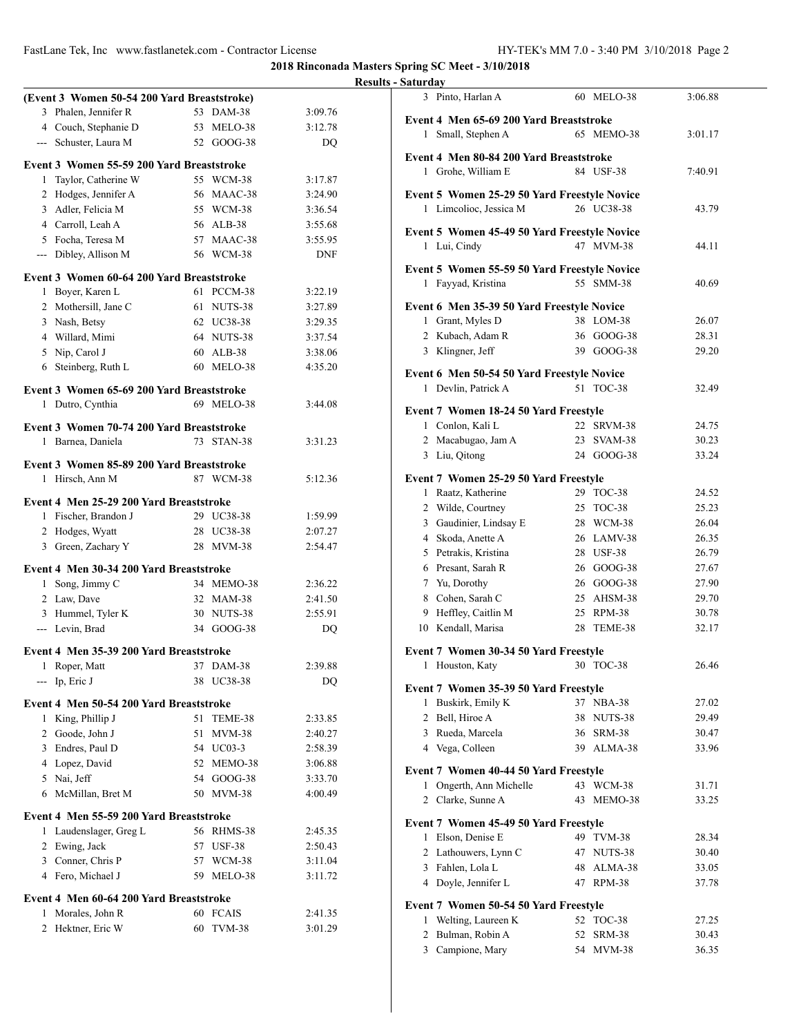**2018 Rinconada Masters Spring SC Meet - 3/10/2018**

**Results - Saturday**

**(Event 3 Women 50-54 200 Yard Breaststroke)**

| | Name | Age | Team | Time |
|---|---|---|---|---|
| 3 | Phalen, Jennifer R | 53 | DAM-38 | 3:09.76 |
| 4 | Couch, Stephanie D | 53 | MELO-38 | 3:12.78 |
| --- | Schuster, Laura M | 52 | GOOG-38 | DQ |

**Event 3 Women 55-59 200 Yard Breaststroke**

| | Name | Age | Team | Time |
|---|---|---|---|---|
| 1 | Taylor, Catherine W | 55 | WCM-38 | 3:17.87 |
| 2 | Hodges, Jennifer A | 56 | MAAC-38 | 3:24.90 |
| 3 | Adler, Felicia M | 55 | WCM-38 | 3:36.54 |
| 4 | Carroll, Leah A | 56 | ALB-38 | 3:55.68 |
| 5 | Focha, Teresa M | 57 | MAAC-38 | 3:55.95 |
| --- | Dibley, Allison M | 56 | WCM-38 | DNF |

**Event 3 Women 60-64 200 Yard Breaststroke**

| | Name | Age | Team | Time |
|---|---|---|---|---|
| 1 | Boyer, Karen L | 61 | PCCM-38 | 3:22.19 |
| 2 | Mothersill, Jane C | 61 | NUTS-38 | 3:27.89 |
| 3 | Nash, Betsy | 62 | UC38-38 | 3:29.35 |
| 4 | Willard, Mimi | 64 | NUTS-38 | 3:37.54 |
| 5 | Nip, Carol J | 60 | ALB-38 | 3:38.06 |
| 6 | Steinberg, Ruth L | 60 | MELO-38 | 4:35.20 |

**Event 3 Women 65-69 200 Yard Breaststroke**

| | Name | Age | Team | Time |
|---|---|---|---|---|
| 1 | Dutro, Cynthia | 69 | MELO-38 | 3:44.08 |

**Event 3 Women 70-74 200 Yard Breaststroke**

| | Name | Age | Team | Time |
|---|---|---|---|---|
| 1 | Barnea, Daniela | 73 | STAN-38 | 3:31.23 |

**Event 3 Women 85-89 200 Yard Breaststroke**

| | Name | Age | Team | Time |
|---|---|---|---|---|
| 1 | Hirsch, Ann M | 87 | WCM-38 | 5:12.36 |

**Event 4 Men 25-29 200 Yard Breaststroke**

| | Name | Age | Team | Time |
|---|---|---|---|---|
| 1 | Fischer, Brandon J | 29 | UC38-38 | 1:59.99 |
| 2 | Hodges, Wyatt | 28 | UC38-38 | 2:07.27 |
| 3 | Green, Zachary Y | 28 | MVM-38 | 2:54.47 |

**Event 4 Men 30-34 200 Yard Breaststroke**

| | Name | Age | Team | Time |
|---|---|---|---|---|
| 1 | Song, Jimmy C | 34 | MEMO-38 | 2:36.22 |
| 2 | Law, Dave | 32 | MAM-38 | 2:41.50 |
| 3 | Hummel, Tyler K | 30 | NUTS-38 | 2:55.91 |
| --- | Levin, Brad | 34 | GOOG-38 | DQ |

**Event 4 Men 35-39 200 Yard Breaststroke**

| | Name | Age | Team | Time |
|---|---|---|---|---|
| 1 | Roper, Matt | 37 | DAM-38 | 2:39.88 |
| --- | Ip, Eric J | 38 | UC38-38 | DQ |

**Event 4 Men 50-54 200 Yard Breaststroke**

| | Name | Age | Team | Time |
|---|---|---|---|---|
| 1 | King, Phillip J | 51 | TEME-38 | 2:33.85 |
| 2 | Goode, John J | 51 | MVM-38 | 2:40.27 |
| 3 | Endres, Paul D | 54 | UC03-3 | 2:58.39 |
| 4 | Lopez, David | 52 | MEMO-38 | 3:06.88 |
| 5 | Nai, Jeff | 54 | GOOG-38 | 3:33.70 |
| 6 | McMillan, Bret M | 50 | MVM-38 | 4:00.49 |

**Event 4 Men 55-59 200 Yard Breaststroke**

| | Name | Age | Team | Time |
|---|---|---|---|---|
| 1 | Laudenslager, Greg L | 56 | RHMS-38 | 2:45.35 |
| 2 | Ewing, Jack | 57 | USF-38 | 2:50.43 |
| 3 | Conner, Chris P | 57 | WCM-38 | 3:11.04 |
| 4 | Fero, Michael J | 59 | MELO-38 | 3:11.72 |

**Event 4 Men 60-64 200 Yard Breaststroke**

| | Name | Age | Team | Time |
|---|---|---|---|---|
| 1 | Morales, John R | 60 | FCAIS | 2:41.35 |
| 2 | Hektner, Eric W | 60 | TVM-38 | 3:01.29 |
| 3 | Pinto, Harlan A | 60 | MELO-38 | 3:06.88 |

**Event 4 Men 65-69 200 Yard Breaststroke**

| | Name | Age | Team | Time |
|---|---|---|---|---|
| 1 | Small, Stephen A | 65 | MEMO-38 | 3:01.17 |

**Event 4 Men 80-84 200 Yard Breaststroke**

| | Name | Age | Team | Time |
|---|---|---|---|---|
| 1 | Grohe, William E | 84 | USF-38 | 7:40.91 |

**Event 5 Women 25-29 50 Yard Freestyle Novice**

| | Name | Age | Team | Time |
|---|---|---|---|---|
| 1 | Limcolioc, Jessica M | 26 | UC38-38 | 43.79 |

**Event 5 Women 45-49 50 Yard Freestyle Novice**

| | Name | Age | Team | Time |
|---|---|---|---|---|
| 1 | Lui, Cindy | 47 | MVM-38 | 44.11 |

**Event 5 Women 55-59 50 Yard Freestyle Novice**

| | Name | Age | Team | Time |
|---|---|---|---|---|
| 1 | Fayyad, Kristina | 55 | SMM-38 | 40.69 |

**Event 6 Men 35-39 50 Yard Freestyle Novice**

| | Name | Age | Team | Time |
|---|---|---|---|---|
| 1 | Grant, Myles D | 38 | LOM-38 | 26.07 |
| 2 | Kubach, Adam R | 36 | GOOG-38 | 28.31 |
| 3 | Klingner, Jeff | 39 | GOOG-38 | 29.20 |

**Event 6 Men 50-54 50 Yard Freestyle Novice**

| | Name | Age | Team | Time |
|---|---|---|---|---|
| 1 | Devlin, Patrick A | 51 | TOC-38 | 32.49 |

**Event 7 Women 18-24 50 Yard Freestyle**

| | Name | Age | Team | Time |
|---|---|---|---|---|
| 1 | Conlon, Kali L | 22 | SRVM-38 | 24.75 |
| 2 | Macabugao, Jam A | 23 | SVAM-38 | 30.23 |
| 3 | Liu, Qitong | 24 | GOOG-38 | 33.24 |

**Event 7 Women 25-29 50 Yard Freestyle**

| | Name | Age | Team | Time |
|---|---|---|---|---|
| 1 | Raatz, Katherine | 29 | TOC-38 | 24.52 |
| 2 | Wilde, Courtney | 25 | TOC-38 | 25.23 |
| 3 | Gaudinier, Lindsay E | 28 | WCM-38 | 26.04 |
| 4 | Skoda, Anette A | 26 | LAMV-38 | 26.35 |
| 5 | Petrakis, Kristina | 28 | USF-38 | 26.79 |
| 6 | Presant, Sarah R | 26 | GOOG-38 | 27.67 |
| 7 | Yu, Dorothy | 26 | GOOG-38 | 27.90 |
| 8 | Cohen, Sarah C | 25 | AHSM-38 | 29.70 |
| 9 | Heffley, Caitlin M | 25 | RPM-38 | 30.78 |
| 10 | Kendall, Marisa | 28 | TEME-38 | 32.17 |

**Event 7 Women 30-34 50 Yard Freestyle**

| | Name | Age | Team | Time |
|---|---|---|---|---|
| 1 | Houston, Katy | 30 | TOC-38 | 26.46 |

**Event 7 Women 35-39 50 Yard Freestyle**

| | Name | Age | Team | Time |
|---|---|---|---|---|
| 1 | Buskirk, Emily K | 37 | NBA-38 | 27.02 |
| 2 | Bell, Hiroe A | 38 | NUTS-38 | 29.49 |
| 3 | Rueda, Marcela | 36 | SRM-38 | 30.47 |
| 4 | Vega, Colleen | 39 | ALMA-38 | 33.96 |

**Event 7 Women 40-44 50 Yard Freestyle**

| | Name | Age | Team | Time |
|---|---|---|---|---|
| 1 | Ongerth, Ann Michelle | 43 | WCM-38 | 31.71 |
| 2 | Clarke, Sunne A | 43 | MEMO-38 | 33.25 |

**Event 7 Women 45-49 50 Yard Freestyle**

| | Name | Age | Team | Time |
|---|---|---|---|---|
| 1 | Elson, Denise E | 49 | TVM-38 | 28.34 |
| 2 | Lathouwers, Lynn C | 47 | NUTS-38 | 30.40 |
| 3 | Fahlen, Lola L | 48 | ALMA-38 | 33.05 |
| 4 | Doyle, Jennifer L | 47 | RPM-38 | 37.78 |

**Event 7 Women 50-54 50 Yard Freestyle**

| | Name | Age | Team | Time |
|---|---|---|---|---|
| 1 | Welting, Laureen K | 52 | TOC-38 | 27.25 |
| 2 | Bulman, Robin A | 52 | SRM-38 | 30.43 |
| 3 | Campione, Mary | 54 | MVM-38 | 36.35 |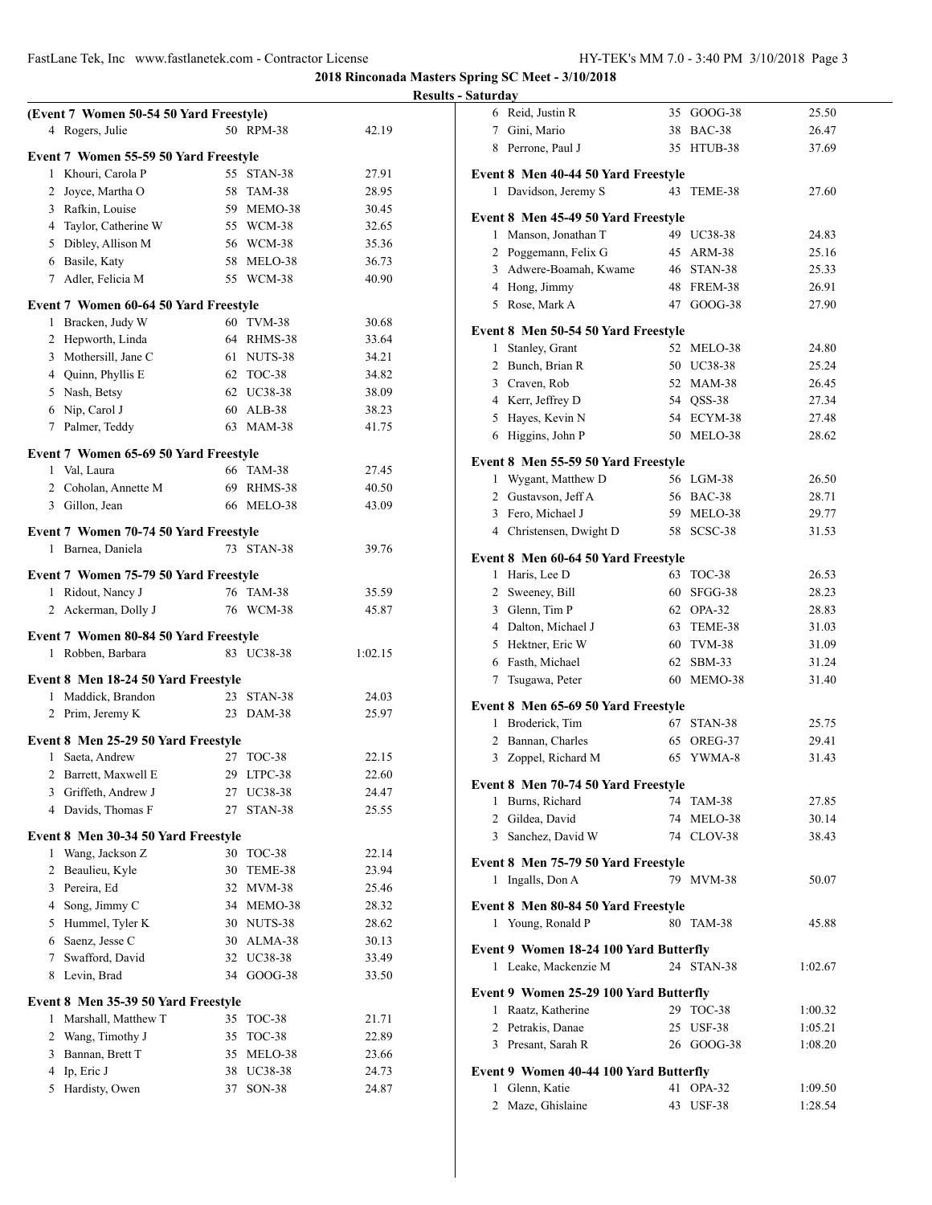## 2018 Rinconada Masters Spring SC Meet - 3/10/2018

### Results - Saturday

**(Event 7 Women 50-54 50 Yard Freestyle)**

| Place | Name | Age | Team | Time |
|---|---|---|---|---|
| 4 | Rogers, Julie | 50 | RPM-38 | 42.19 |

**Event 7 Women 55-59 50 Yard Freestyle**

| Place | Name | Age | Team | Time |
|---|---|---|---|---|
| 1 | Khouri, Carola P | 55 | STAN-38 | 27.91 |
| 2 | Joyce, Martha O | 58 | TAM-38 | 28.95 |
| 3 | Rafkin, Louise | 59 | MEMO-38 | 30.45 |
| 4 | Taylor, Catherine W | 55 | WCM-38 | 32.65 |
| 5 | Dibley, Allison M | 56 | WCM-38 | 35.36 |
| 6 | Basile, Katy | 58 | MELO-38 | 36.73 |
| 7 | Adler, Felicia M | 55 | WCM-38 | 40.90 |

**Event 7 Women 60-64 50 Yard Freestyle**

| Place | Name | Age | Team | Time |
|---|---|---|---|---|
| 1 | Bracken, Judy W | 60 | TVM-38 | 30.68 |
| 2 | Hepworth, Linda | 64 | RHMS-38 | 33.64 |
| 3 | Mothersill, Jane C | 61 | NUTS-38 | 34.21 |
| 4 | Quinn, Phyllis E | 62 | TOC-38 | 34.82 |
| 5 | Nash, Betsy | 62 | UC38-38 | 38.09 |
| 6 | Nip, Carol J | 60 | ALB-38 | 38.23 |
| 7 | Palmer, Teddy | 63 | MAM-38 | 41.75 |

**Event 7 Women 65-69 50 Yard Freestyle**

| Place | Name | Age | Team | Time |
|---|---|---|---|---|
| 1 | Val, Laura | 66 | TAM-38 | 27.45 |
| 2 | Coholan, Annette M | 69 | RHMS-38 | 40.50 |
| 3 | Gillon, Jean | 66 | MELO-38 | 43.09 |

**Event 7 Women 70-74 50 Yard Freestyle**

| Place | Name | Age | Team | Time |
|---|---|---|---|---|
| 1 | Barnea, Daniela | 73 | STAN-38 | 39.76 |

**Event 7 Women 75-79 50 Yard Freestyle**

| Place | Name | Age | Team | Time |
|---|---|---|---|---|
| 1 | Ridout, Nancy J | 76 | TAM-38 | 35.59 |
| 2 | Ackerman, Dolly J | 76 | WCM-38 | 45.87 |

**Event 7 Women 80-84 50 Yard Freestyle**

| Place | Name | Age | Team | Time |
|---|---|---|---|---|
| 1 | Robben, Barbara | 83 | UC38-38 | 1:02.15 |

**Event 8 Men 18-24 50 Yard Freestyle**

| Place | Name | Age | Team | Time |
|---|---|---|---|---|
| 1 | Maddick, Brandon | 23 | STAN-38 | 24.03 |
| 2 | Prim, Jeremy K | 23 | DAM-38 | 25.97 |

**Event 8 Men 25-29 50 Yard Freestyle**

| Place | Name | Age | Team | Time |
|---|---|---|---|---|
| 1 | Saeta, Andrew | 27 | TOC-38 | 22.15 |
| 2 | Barrett, Maxwell E | 29 | LTPC-38 | 22.60 |
| 3 | Griffeth, Andrew J | 27 | UC38-38 | 24.47 |
| 4 | Davids, Thomas F | 27 | STAN-38 | 25.55 |

**Event 8 Men 30-34 50 Yard Freestyle**

| Place | Name | Age | Team | Time |
|---|---|---|---|---|
| 1 | Wang, Jackson Z | 30 | TOC-38 | 22.14 |
| 2 | Beaulieu, Kyle | 30 | TEME-38 | 23.94 |
| 3 | Pereira, Ed | 32 | MVM-38 | 25.46 |
| 4 | Song, Jimmy C | 34 | MEMO-38 | 28.32 |
| 5 | Hummel, Tyler K | 30 | NUTS-38 | 28.62 |
| 6 | Saenz, Jesse C | 30 | ALMA-38 | 30.13 |
| 7 | Swafford, David | 32 | UC38-38 | 33.49 |
| 8 | Levin, Brad | 34 | GOOG-38 | 33.50 |

**Event 8 Men 35-39 50 Yard Freestyle**

| Place | Name | Age | Team | Time |
|---|---|---|---|---|
| 1 | Marshall, Matthew T | 35 | TOC-38 | 21.71 |
| 2 | Wang, Timothy J | 35 | TOC-38 | 22.89 |
| 3 | Bannan, Brett T | 35 | MELO-38 | 23.66 |
| 4 | Ip, Eric J | 38 | UC38-38 | 24.73 |
| 5 | Hardisty, Owen | 37 | SON-38 | 24.87 |
| 6 | Reid, Justin R | 35 | GOOG-38 | 25.50 |
| 7 | Gini, Mario | 38 | BAC-38 | 26.47 |
| 8 | Perrone, Paul J | 35 | HTUB-38 | 37.69 |

**Event 8 Men 40-44 50 Yard Freestyle**

| Place | Name | Age | Team | Time |
|---|---|---|---|---|
| 1 | Davidson, Jeremy S | 43 | TEME-38 | 27.60 |

**Event 8 Men 45-49 50 Yard Freestyle**

| Place | Name | Age | Team | Time |
|---|---|---|---|---|
| 1 | Manson, Jonathan T | 49 | UC38-38 | 24.83 |
| 2 | Poggemann, Felix G | 45 | ARM-38 | 25.16 |
| 3 | Adwere-Boamah, Kwame | 46 | STAN-38 | 25.33 |
| 4 | Hong, Jimmy | 48 | FREM-38 | 26.91 |
| 5 | Rose, Mark A | 47 | GOOG-38 | 27.90 |

**Event 8 Men 50-54 50 Yard Freestyle**

| Place | Name | Age | Team | Time |
|---|---|---|---|---|
| 1 | Stanley, Grant | 52 | MELO-38 | 24.80 |
| 2 | Bunch, Brian R | 50 | UC38-38 | 25.24 |
| 3 | Craven, Rob | 52 | MAM-38 | 26.45 |
| 4 | Kerr, Jeffrey D | 54 | QSS-38 | 27.34 |
| 5 | Hayes, Kevin N | 54 | ECYM-38 | 27.48 |
| 6 | Higgins, John P | 50 | MELO-38 | 28.62 |

**Event 8 Men 55-59 50 Yard Freestyle**

| Place | Name | Age | Team | Time |
|---|---|---|---|---|
| 1 | Wygant, Matthew D | 56 | LGM-38 | 26.50 |
| 2 | Gustavson, Jeff A | 56 | BAC-38 | 28.71 |
| 3 | Fero, Michael J | 59 | MELO-38 | 29.77 |
| 4 | Christensen, Dwight D | 58 | SCSC-38 | 31.53 |

**Event 8 Men 60-64 50 Yard Freestyle**

| Place | Name | Age | Team | Time |
|---|---|---|---|---|
| 1 | Haris, Lee D | 63 | TOC-38 | 26.53 |
| 2 | Sweeney, Bill | 60 | SFGG-38 | 28.23 |
| 3 | Glenn, Tim P | 62 | OPA-32 | 28.83 |
| 4 | Dalton, Michael J | 63 | TEME-38 | 31.03 |
| 5 | Hektner, Eric W | 60 | TVM-38 | 31.09 |
| 6 | Fasth, Michael | 62 | SBM-33 | 31.24 |
| 7 | Tsugawa, Peter | 60 | MEMO-38 | 31.40 |

**Event 8 Men 65-69 50 Yard Freestyle**

| Place | Name | Age | Team | Time |
|---|---|---|---|---|
| 1 | Broderick, Tim | 67 | STAN-38 | 25.75 |
| 2 | Bannan, Charles | 65 | OREG-37 | 29.41 |
| 3 | Zoppel, Richard M | 65 | YWMA-8 | 31.43 |

**Event 8 Men 70-74 50 Yard Freestyle**

| Place | Name | Age | Team | Time |
|---|---|---|---|---|
| 1 | Burns, Richard | 74 | TAM-38 | 27.85 |
| 2 | Gildea, David | 74 | MELO-38 | 30.14 |
| 3 | Sanchez, David W | 74 | CLOV-38 | 38.43 |

**Event 8 Men 75-79 50 Yard Freestyle**

| Place | Name | Age | Team | Time |
|---|---|---|---|---|
| 1 | Ingalls, Don A | 79 | MVM-38 | 50.07 |

**Event 8 Men 80-84 50 Yard Freestyle**

| Place | Name | Age | Team | Time |
|---|---|---|---|---|
| 1 | Young, Ronald P | 80 | TAM-38 | 45.88 |

**Event 9 Women 18-24 100 Yard Butterfly**

| Place | Name | Age | Team | Time |
|---|---|---|---|---|
| 1 | Leake, Mackenzie M | 24 | STAN-38 | 1:02.67 |

**Event 9 Women 25-29 100 Yard Butterfly**

| Place | Name | Age | Team | Time |
|---|---|---|---|---|
| 1 | Raatz, Katherine | 29 | TOC-38 | 1:00.32 |
| 2 | Petrakis, Danae | 25 | USF-38 | 1:05.21 |
| 3 | Presant, Sarah R | 26 | GOOG-38 | 1:08.20 |

**Event 9 Women 40-44 100 Yard Butterfly**

| Place | Name | Age | Team | Time |
|---|---|---|---|---|
| 1 | Glenn, Katie | 41 | OPA-32 | 1:09.50 |
| 2 | Maze, Ghislaine | 43 | USF-38 | 1:28.54 |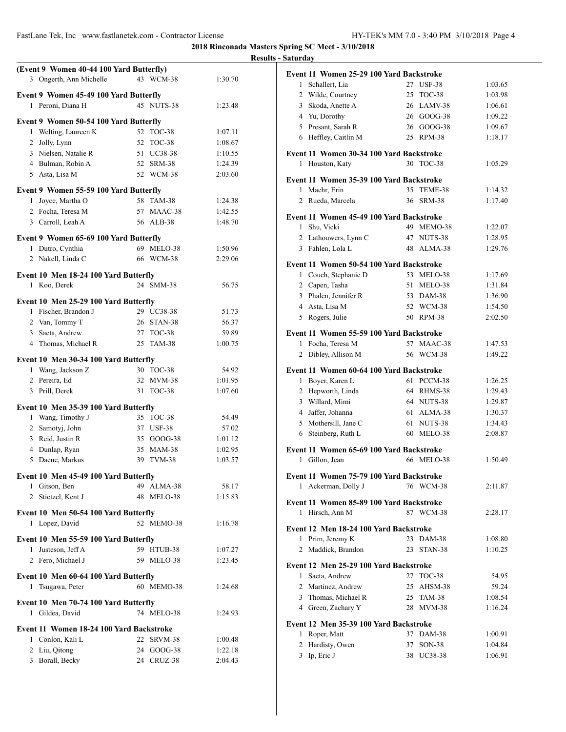# 2018 Rinconada Masters Spring SC Meet - 3/10/2018

## Results - Saturday

### (Event 9 Women 40-44 100 Yard Butterfly)

| Place | Name | Age | Team | Time |
|---|---|---|---|---|
| 3 | Ongerth, Ann Michelle | 43 | WCM-38 | 1:30.70 |

### Event 9 Women 45-49 100 Yard Butterfly

| Place | Name | Age | Team | Time |
|---|---|---|---|---|
| 1 | Peroni, Diana H | 45 | NUTS-38 | 1:23.48 |

### Event 9 Women 50-54 100 Yard Butterfly

| Place | Name | Age | Team | Time |
|---|---|---|---|---|
| 1 | Welting, Laureen K | 52 | TOC-38 | 1:07.11 |
| 2 | Jolly, Lynn | 52 | TOC-38 | 1:08.67 |
| 3 | Nielsen, Natalie R | 51 | UC38-38 | 1:10.55 |
| 4 | Bulman, Robin A | 52 | SRM-38 | 1:24.39 |
| 5 | Asta, Lisa M | 52 | WCM-38 | 2:03.60 |

### Event 9 Women 55-59 100 Yard Butterfly

| Place | Name | Age | Team | Time |
|---|---|---|---|---|
| 1 | Joyce, Martha O | 58 | TAM-38 | 1:24.38 |
| 2 | Focha, Teresa M | 57 | MAAC-38 | 1:42.55 |
| 3 | Carroll, Leah A | 56 | ALB-38 | 1:48.70 |

### Event 9 Women 65-69 100 Yard Butterfly

| Place | Name | Age | Team | Time |
|---|---|---|---|---|
| 1 | Dutro, Cynthia | 69 | MELO-38 | 1:50.96 |
| 2 | Nakell, Linda C | 66 | WCM-38 | 2:29.06 |

### Event 10 Men 18-24 100 Yard Butterfly

| Place | Name | Age | Team | Time |
|---|---|---|---|---|
| 1 | Koo, Derek | 24 | SMM-38 | 56.75 |

### Event 10 Men 25-29 100 Yard Butterfly

| Place | Name | Age | Team | Time |
|---|---|---|---|---|
| 1 | Fischer, Brandon J | 29 | UC38-38 | 51.73 |
| 2 | Van, Tommy T | 26 | STAN-38 | 56.37 |
| 3 | Saeta, Andrew | 27 | TOC-38 | 59.89 |
| 4 | Thomas, Michael R | 25 | TAM-38 | 1:00.75 |

### Event 10 Men 30-34 100 Yard Butterfly

| Place | Name | Age | Team | Time |
|---|---|---|---|---|
| 1 | Wang, Jackson Z | 30 | TOC-38 | 54.92 |
| 2 | Pereira, Ed | 32 | MVM-38 | 1:01.95 |
| 3 | Prill, Derek | 31 | TOC-38 | 1:07.60 |

### Event 10 Men 35-39 100 Yard Butterfly

| Place | Name | Age | Team | Time |
|---|---|---|---|---|
| 1 | Wang, Timothy J | 35 | TOC-38 | 54.49 |
| 2 | Samotyj, John | 37 | USF-38 | 57.02 |
| 3 | Reid, Justin R | 35 | GOOG-38 | 1:01.12 |
| 4 | Dunlap, Ryan | 35 | MAM-38 | 1:02.95 |
| 5 | Daene, Markus | 39 | TVM-38 | 1:03.57 |

### Event 10 Men 45-49 100 Yard Butterfly

| Place | Name | Age | Team | Time |
|---|---|---|---|---|
| 1 | Gitson, Ben | 49 | ALMA-38 | 58.17 |
| 2 | Stietzel, Kent J | 48 | MELO-38 | 1:15.83 |

### Event 10 Men 50-54 100 Yard Butterfly

| Place | Name | Age | Team | Time |
|---|---|---|---|---|
| 1 | Lopez, David | 52 | MEMO-38 | 1:16.78 |

### Event 10 Men 55-59 100 Yard Butterfly

| Place | Name | Age | Team | Time |
|---|---|---|---|---|
| 1 | Justeson, Jeff A | 59 | HTUB-38 | 1:07.27 |
| 2 | Fero, Michael J | 59 | MELO-38 | 1:23.45 |

### Event 10 Men 60-64 100 Yard Butterfly

| Place | Name | Age | Team | Time |
|---|---|---|---|---|
| 1 | Tsugawa, Peter | 60 | MEMO-38 | 1:24.68 |

### Event 10 Men 70-74 100 Yard Butterfly

| Place | Name | Age | Team | Time |
|---|---|---|---|---|
| 1 | Gildea, David | 74 | MELO-38 | 1:24.93 |

### Event 11 Women 18-24 100 Yard Backstroke

| Place | Name | Age | Team | Time |
|---|---|---|---|---|
| 1 | Conlon, Kali L | 22 | SRVM-38 | 1:00.48 |
| 2 | Liu, Qitong | 24 | GOOG-38 | 1:22.18 |
| 3 | Borall, Becky | 24 | CRUZ-38 | 2:04.43 |

### Event 11 Women 25-29 100 Yard Backstroke

| Place | Name | Age | Team | Time |
|---|---|---|---|---|
| 1 | Schallert, Lia | 27 | USF-38 | 1:03.65 |
| 2 | Wilde, Courtney | 25 | TOC-38 | 1:03.98 |
| 3 | Skoda, Anette A | 26 | LAMV-38 | 1:06.61 |
| 4 | Yu, Dorothy | 26 | GOOG-38 | 1:09.22 |
| 5 | Presant, Sarah R | 26 | GOOG-38 | 1:09.67 |
| 6 | Heffley, Caitlin M | 25 | RPM-38 | 1:18.17 |

### Event 11 Women 30-34 100 Yard Backstroke

| Place | Name | Age | Team | Time |
|---|---|---|---|---|
| 1 | Houston, Katy | 30 | TOC-38 | 1:05.29 |

### Event 11 Women 35-39 100 Yard Backstroke

| Place | Name | Age | Team | Time |
|---|---|---|---|---|
| 1 | Maehr, Erin | 35 | TEME-38 | 1:14.32 |
| 2 | Rueda, Marcela | 36 | SRM-38 | 1:17.40 |

### Event 11 Women 45-49 100 Yard Backstroke

| Place | Name | Age | Team | Time |
|---|---|---|---|---|
| 1 | Shu, Vicki | 49 | MEMO-38 | 1:22.07 |
| 2 | Lathouwers, Lynn C | 47 | NUTS-38 | 1:28.95 |
| 3 | Fahlen, Lola L | 48 | ALMA-38 | 1:29.76 |

### Event 11 Women 50-54 100 Yard Backstroke

| Place | Name | Age | Team | Time |
|---|---|---|---|---|
| 1 | Couch, Stephanie D | 53 | MELO-38 | 1:17.69 |
| 2 | Capen, Tasha | 51 | MELO-38 | 1:31.84 |
| 3 | Phalen, Jennifer R | 53 | DAM-38 | 1:36.90 |
| 4 | Asta, Lisa M | 52 | WCM-38 | 1:54.50 |
| 5 | Rogers, Julie | 50 | RPM-38 | 2:02.50 |

### Event 11 Women 55-59 100 Yard Backstroke

| Place | Name | Age | Team | Time |
|---|---|---|---|---|
| 1 | Focha, Teresa M | 57 | MAAC-38 | 1:47.53 |
| 2 | Dibley, Allison M | 56 | WCM-38 | 1:49.22 |

### Event 11 Women 60-64 100 Yard Backstroke

| Place | Name | Age | Team | Time |
|---|---|---|---|---|
| 1 | Boyer, Karen L | 61 | PCCM-38 | 1:26.25 |
| 2 | Hepworth, Linda | 64 | RHMS-38 | 1:29.43 |
| 3 | Willard, Mimi | 64 | NUTS-38 | 1:29.87 |
| 4 | Jaffer, Johanna | 61 | ALMA-38 | 1:30.37 |
| 5 | Mothersill, Jane C | 61 | NUTS-38 | 1:34.43 |
| 6 | Steinberg, Ruth L | 60 | MELO-38 | 2:08.87 |

### Event 11 Women 65-69 100 Yard Backstroke

| Place | Name | Age | Team | Time |
|---|---|---|---|---|
| 1 | Gillon, Jean | 66 | MELO-38 | 1:50.49 |

### Event 11 Women 75-79 100 Yard Backstroke

| Place | Name | Age | Team | Time |
|---|---|---|---|---|
| 1 | Ackerman, Dolly J | 76 | WCM-38 | 2:11.87 |

### Event 11 Women 85-89 100 Yard Backstroke

| Place | Name | Age | Team | Time |
|---|---|---|---|---|
| 1 | Hirsch, Ann M | 87 | WCM-38 | 2:28.17 |

### Event 12 Men 18-24 100 Yard Backstroke

| Place | Name | Age | Team | Time |
|---|---|---|---|---|
| 1 | Prim, Jeremy K | 23 | DAM-38 | 1:08.80 |
| 2 | Maddick, Brandon | 23 | STAN-38 | 1:10.25 |

### Event 12 Men 25-29 100 Yard Backstroke

| Place | Name | Age | Team | Time |
|---|---|---|---|---|
| 1 | Saeta, Andrew | 27 | TOC-38 | 54.95 |
| 2 | Martinez, Andrew | 25 | AHSM-38 | 59.24 |
| 3 | Thomas, Michael R | 25 | TAM-38 | 1:08.54 |
| 4 | Green, Zachary Y | 28 | MVM-38 | 1:16.24 |

### Event 12 Men 35-39 100 Yard Backstroke

| Place | Name | Age | Team | Time |
|---|---|---|---|---|
| 1 | Roper, Matt | 37 | DAM-38 | 1:00.91 |
| 2 | Hardisty, Owen | 37 | SON-38 | 1:04.84 |
| 3 | Ip, Eric J | 38 | UC38-38 | 1:06.91 |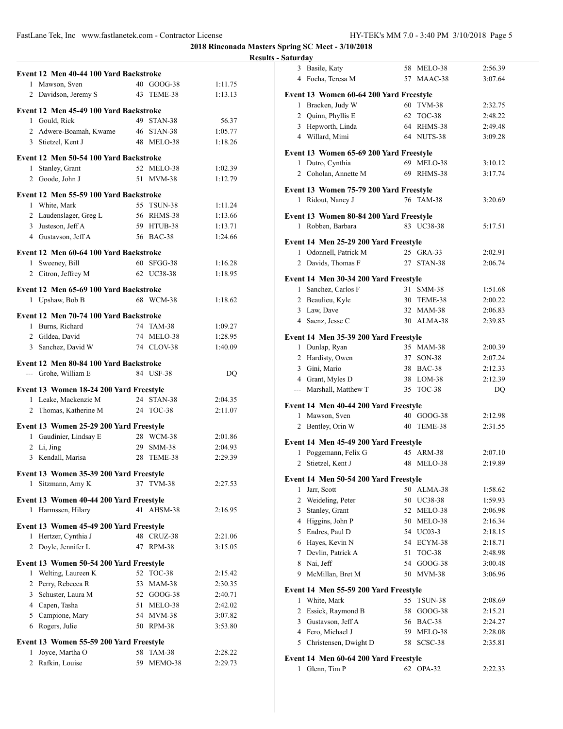**2018 Rinconada Masters Spring SC Meet - 3/10/2018**

**Results - Saturday**

### Event 12 Men 40-44 100 Yard Backstroke

| Place | Name | Age | Team | Time |
|---|---|---|---|---|
| 1 | Mawson, Sven | 40 | GOOG-38 | 1:11.75 |
| 2 | Davidson, Jeremy S | 43 | TEME-38 | 1:13.13 |

### Event 12 Men 45-49 100 Yard Backstroke

| Place | Name | Age | Team | Time |
|---|---|---|---|---|
| 1 | Gould, Rick | 49 | STAN-38 | 56.37 |
| 2 | Adwere-Boamah, Kwame | 46 | STAN-38 | 1:05.77 |
| 3 | Stietzel, Kent J | 48 | MELO-38 | 1:18.26 |

### Event 12 Men 50-54 100 Yard Backstroke

| Place | Name | Age | Team | Time |
|---|---|---|---|---|
| 1 | Stanley, Grant | 52 | MELO-38 | 1:02.39 |
| 2 | Goode, John J | 51 | MVM-38 | 1:12.79 |

### Event 12 Men 55-59 100 Yard Backstroke

| Place | Name | Age | Team | Time |
|---|---|---|---|---|
| 1 | White, Mark | 55 | TSUN-38 | 1:11.24 |
| 2 | Laudenslager, Greg L | 56 | RHMS-38 | 1:13.66 |
| 3 | Justeson, Jeff A | 59 | HTUB-38 | 1:13.71 |
| 4 | Gustavson, Jeff A | 56 | BAC-38 | 1:24.66 |

### Event 12 Men 60-64 100 Yard Backstroke

| Place | Name | Age | Team | Time |
|---|---|---|---|---|
| 1 | Sweeney, Bill | 60 | SFGG-38 | 1:16.28 |
| 2 | Citron, Jeffrey M | 62 | UC38-38 | 1:18.95 |

### Event 12 Men 65-69 100 Yard Backstroke

| Place | Name | Age | Team | Time |
|---|---|---|---|---|
| 1 | Upshaw, Bob B | 68 | WCM-38 | 1:18.62 |

### Event 12 Men 70-74 100 Yard Backstroke

| Place | Name | Age | Team | Time |
|---|---|---|---|---|
| 1 | Burns, Richard | 74 | TAM-38 | 1:09.27 |
| 2 | Gildea, David | 74 | MELO-38 | 1:28.95 |
| 3 | Sanchez, David W | 74 | CLOV-38 | 1:40.09 |

### Event 12 Men 80-84 100 Yard Backstroke

| Place | Name | Age | Team | Time |
|---|---|---|---|---|
| --- | Grohe, William E | 84 | USF-38 | DQ |

### Event 13 Women 18-24 200 Yard Freestyle

| Place | Name | Age | Team | Time |
|---|---|---|---|---|
| 1 | Leake, Mackenzie M | 24 | STAN-38 | 2:04.35 |
| 2 | Thomas, Katherine M | 24 | TOC-38 | 2:11.07 |

### Event 13 Women 25-29 200 Yard Freestyle

| Place | Name | Age | Team | Time |
|---|---|---|---|---|
| 1 | Gaudinier, Lindsay E | 28 | WCM-38 | 2:01.86 |
| 2 | Li, Jing | 29 | SMM-38 | 2:04.93 |
| 3 | Kendall, Marisa | 28 | TEME-38 | 2:29.39 |

### Event 13 Women 35-39 200 Yard Freestyle

| Place | Name | Age | Team | Time |
|---|---|---|---|---|
| 1 | Sitzmann, Amy K | 37 | TVM-38 | 2:27.53 |

### Event 13 Women 40-44 200 Yard Freestyle

| Place | Name | Age | Team | Time |
|---|---|---|---|---|
| 1 | Harmssen, Hilary | 41 | AHSM-38 | 2:16.95 |

### Event 13 Women 45-49 200 Yard Freestyle

| Place | Name | Age | Team | Time |
|---|---|---|---|---|
| 1 | Hertzer, Cynthia J | 48 | CRUZ-38 | 2:21.06 |
| 2 | Doyle, Jennifer L | 47 | RPM-38 | 3:15.05 |

### Event 13 Women 50-54 200 Yard Freestyle

| Place | Name | Age | Team | Time |
|---|---|---|---|---|
| 1 | Welting, Laureen K | 52 | TOC-38 | 2:15.42 |
| 2 | Perry, Rebecca R | 53 | MAM-38 | 2:30.35 |
| 3 | Schuster, Laura M | 52 | GOOG-38 | 2:40.71 |
| 4 | Capen, Tasha | 51 | MELO-38 | 2:42.02 |
| 5 | Campione, Mary | 54 | MVM-38 | 3:07.82 |
| 6 | Rogers, Julie | 50 | RPM-38 | 3:53.80 |

### Event 13 Women 55-59 200 Yard Freestyle

| Place | Name | Age | Team | Time |
|---|---|---|---|---|
| 1 | Joyce, Martha O | 58 | TAM-38 | 2:28.22 |
| 2 | Rafkin, Louise | 59 | MEMO-38 | 2:29.73 |
| 3 | Basile, Katy | 58 | MELO-38 | 2:56.39 |
| 4 | Focha, Teresa M | 57 | MAAC-38 | 3:07.64 |

### Event 13 Women 60-64 200 Yard Freestyle

| Place | Name | Age | Team | Time |
|---|---|---|---|---|
| 1 | Bracken, Judy W | 60 | TVM-38 | 2:32.75 |
| 2 | Quinn, Phyllis E | 62 | TOC-38 | 2:48.22 |
| 3 | Hepworth, Linda | 64 | RHMS-38 | 2:49.48 |
| 4 | Willard, Mimi | 64 | NUTS-38 | 3:09.28 |

### Event 13 Women 65-69 200 Yard Freestyle

| Place | Name | Age | Team | Time |
|---|---|---|---|---|
| 1 | Dutro, Cynthia | 69 | MELO-38 | 3:10.12 |
| 2 | Coholan, Annette M | 69 | RHMS-38 | 3:17.74 |

### Event 13 Women 75-79 200 Yard Freestyle

| Place | Name | Age | Team | Time |
|---|---|---|---|---|
| 1 | Ridout, Nancy J | 76 | TAM-38 | 3:20.69 |

### Event 13 Women 80-84 200 Yard Freestyle

| Place | Name | Age | Team | Time |
|---|---|---|---|---|
| 1 | Robben, Barbara | 83 | UC38-38 | 5:17.51 |

### Event 14 Men 25-29 200 Yard Freestyle

| Place | Name | Age | Team | Time |
|---|---|---|---|---|
| 1 | Odonnell, Patrick M | 25 | GRA-33 | 2:02.91 |
| 2 | Davids, Thomas F | 27 | STAN-38 | 2:06.74 |

### Event 14 Men 30-34 200 Yard Freestyle

| Place | Name | Age | Team | Time |
|---|---|---|---|---|
| 1 | Sanchez, Carlos F | 31 | SMM-38 | 1:51.68 |
| 2 | Beaulieu, Kyle | 30 | TEME-38 | 2:00.22 |
| 3 | Law, Dave | 32 | MAM-38 | 2:06.83 |
| 4 | Saenz, Jesse C | 30 | ALMA-38 | 2:39.83 |

### Event 14 Men 35-39 200 Yard Freestyle

| Place | Name | Age | Team | Time |
|---|---|---|---|---|
| 1 | Dunlap, Ryan | 35 | MAM-38 | 2:00.39 |
| 2 | Hardisty, Owen | 37 | SON-38 | 2:07.24 |
| 3 | Gini, Mario | 38 | BAC-38 | 2:12.33 |
| 4 | Grant, Myles D | 38 | LOM-38 | 2:12.39 |
| --- | Marshall, Matthew T | 35 | TOC-38 | DQ |

### Event 14 Men 40-44 200 Yard Freestyle

| Place | Name | Age | Team | Time |
|---|---|---|---|---|
| 1 | Mawson, Sven | 40 | GOOG-38 | 2:12.98 |
| 2 | Bentley, Orin W | 40 | TEME-38 | 2:31.55 |

### Event 14 Men 45-49 200 Yard Freestyle

| Place | Name | Age | Team | Time |
|---|---|---|---|---|
| 1 | Poggemann, Felix G | 45 | ARM-38 | 2:07.10 |
| 2 | Stietzel, Kent J | 48 | MELO-38 | 2:19.89 |

### Event 14 Men 50-54 200 Yard Freestyle

| Place | Name | Age | Team | Time |
|---|---|---|---|---|
| 1 | Jarr, Scott | 50 | ALMA-38 | 1:58.62 |
| 2 | Weideling, Peter | 50 | UC38-38 | 1:59.93 |
| 3 | Stanley, Grant | 52 | MELO-38 | 2:06.98 |
| 4 | Higgins, John P | 50 | MELO-38 | 2:16.34 |
| 5 | Endres, Paul D | 54 | UC03-3 | 2:18.15 |
| 6 | Hayes, Kevin N | 54 | ECYM-38 | 2:18.71 |
| 7 | Devlin, Patrick A | 51 | TOC-38 | 2:48.98 |
| 8 | Nai, Jeff | 54 | GOOG-38 | 3:00.48 |
| 9 | McMillan, Bret M | 50 | MVM-38 | 3:06.96 |

### Event 14 Men 55-59 200 Yard Freestyle

| Place | Name | Age | Team | Time |
|---|---|---|---|---|
| 1 | White, Mark | 55 | TSUN-38 | 2:08.69 |
| 2 | Essick, Raymond B | 58 | GOOG-38 | 2:15.21 |
| 3 | Gustavson, Jeff A | 56 | BAC-38 | 2:24.27 |
| 4 | Fero, Michael J | 59 | MELO-38 | 2:28.08 |
| 5 | Christensen, Dwight D | 58 | SCSC-38 | 2:35.81 |

### Event 14 Men 60-64 200 Yard Freestyle

| Place | Name | Age | Team | Time |
|---|---|---|---|---|
| 1 | Glenn, Tim P | 62 | OPA-32 | 2:22.33 |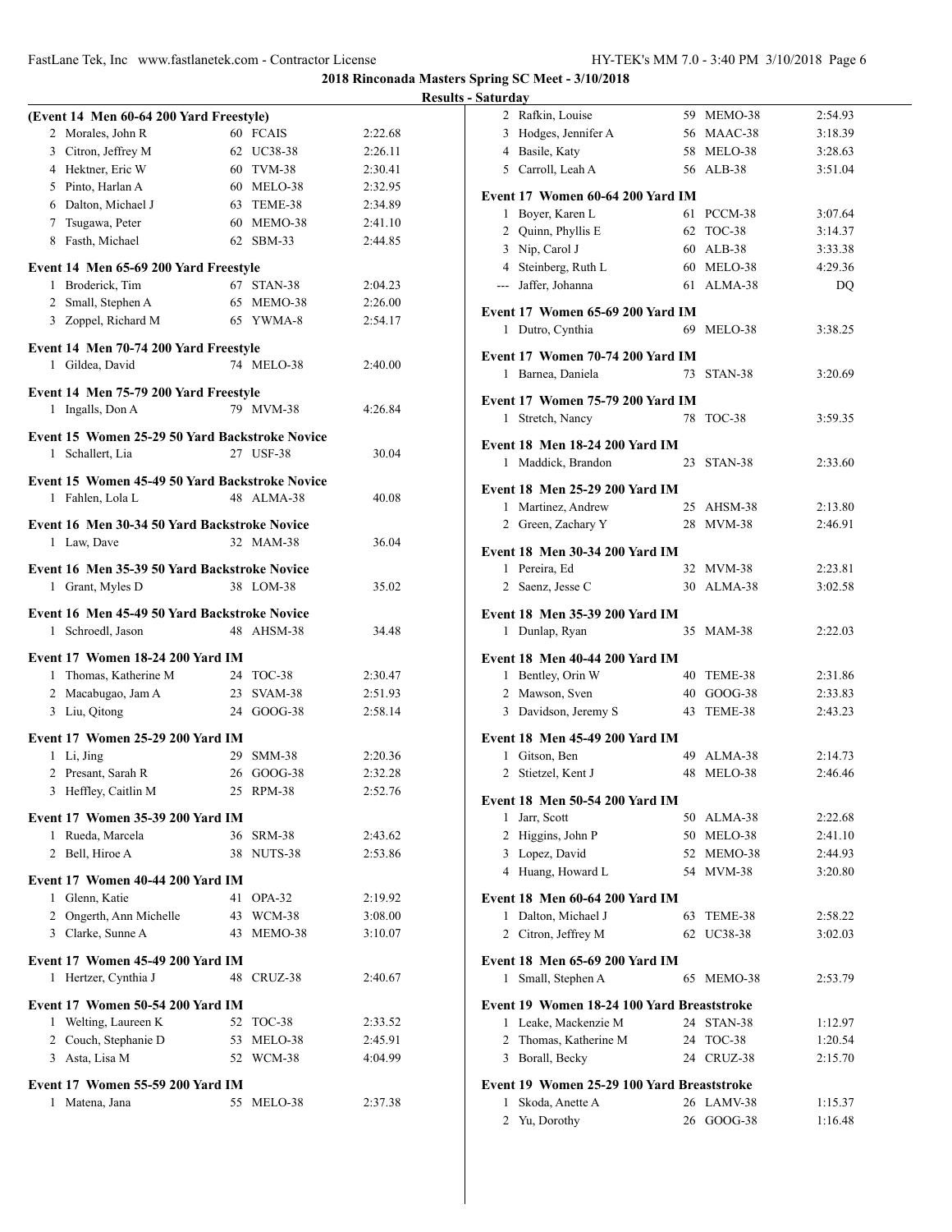## 2018 Rinconada Masters Spring SC Meet - 3/10/2018

### Results - Saturday

**(Event 14 Men 60-64 200 Yard Freestyle)**

| Place | Name | Age | Team | Time |
|---|---|---|---|---|
| 2 | Morales, John R | 60 | FCAIS | 2:22.68 |
| 3 | Citron, Jeffrey M | 62 | UC38-38 | 2:26.11 |
| 4 | Hektner, Eric W | 60 | TVM-38 | 2:30.41 |
| 5 | Pinto, Harlan A | 60 | MELO-38 | 2:32.95 |
| 6 | Dalton, Michael J | 63 | TEME-38 | 2:34.89 |
| 7 | Tsugawa, Peter | 60 | MEMO-38 | 2:41.10 |
| 8 | Fasth, Michael | 62 | SBM-33 | 2:44.85 |

**Event 14 Men 65-69 200 Yard Freestyle**

| Place | Name | Age | Team | Time |
|---|---|---|---|---|
| 1 | Broderick, Tim | 67 | STAN-38 | 2:04.23 |
| 2 | Small, Stephen A | 65 | MEMO-38 | 2:26.00 |
| 3 | Zoppel, Richard M | 65 | YWMA-8 | 2:54.17 |

**Event 14 Men 70-74 200 Yard Freestyle**

| Place | Name | Age | Team | Time |
|---|---|---|---|---|
| 1 | Gildea, David | 74 | MELO-38 | 2:40.00 |

**Event 14 Men 75-79 200 Yard Freestyle**

| Place | Name | Age | Team | Time |
|---|---|---|---|---|
| 1 | Ingalls, Don A | 79 | MVM-38 | 4:26.84 |

**Event 15 Women 25-29 50 Yard Backstroke Novice**

| Place | Name | Age | Team | Time |
|---|---|---|---|---|
| 1 | Schallert, Lia | 27 | USF-38 | 30.04 |

**Event 15 Women 45-49 50 Yard Backstroke Novice**

| Place | Name | Age | Team | Time |
|---|---|---|---|---|
| 1 | Fahlen, Lola L | 48 | ALMA-38 | 40.08 |

**Event 16 Men 30-34 50 Yard Backstroke Novice**

| Place | Name | Age | Team | Time |
|---|---|---|---|---|
| 1 | Law, Dave | 32 | MAM-38 | 36.04 |

**Event 16 Men 35-39 50 Yard Backstroke Novice**

| Place | Name | Age | Team | Time |
|---|---|---|---|---|
| 1 | Grant, Myles D | 38 | LOM-38 | 35.02 |

**Event 16 Men 45-49 50 Yard Backstroke Novice**

| Place | Name | Age | Team | Time |
|---|---|---|---|---|
| 1 | Schroedl, Jason | 48 | AHSM-38 | 34.48 |

**Event 17 Women 18-24 200 Yard IM**

| Place | Name | Age | Team | Time |
|---|---|---|---|---|
| 1 | Thomas, Katherine M | 24 | TOC-38 | 2:30.47 |
| 2 | Macabugao, Jam A | 23 | SVAM-38 | 2:51.93 |
| 3 | Liu, Qitong | 24 | GOOG-38 | 2:58.14 |

**Event 17 Women 25-29 200 Yard IM**

| Place | Name | Age | Team | Time |
|---|---|---|---|---|
| 1 | Li, Jing | 29 | SMM-38 | 2:20.36 |
| 2 | Presant, Sarah R | 26 | GOOG-38 | 2:32.28 |
| 3 | Heffley, Caitlin M | 25 | RPM-38 | 2:52.76 |

**Event 17 Women 35-39 200 Yard IM**

| Place | Name | Age | Team | Time |
|---|---|---|---|---|
| 1 | Rueda, Marcela | 36 | SRM-38 | 2:43.62 |
| 2 | Bell, Hiroe A | 38 | NUTS-38 | 2:53.86 |

**Event 17 Women 40-44 200 Yard IM**

| Place | Name | Age | Team | Time |
|---|---|---|---|---|
| 1 | Glenn, Katie | 41 | OPA-32 | 2:19.92 |
| 2 | Ongerth, Ann Michelle | 43 | WCM-38 | 3:08.00 |
| 3 | Clarke, Sunne A | 43 | MEMO-38 | 3:10.07 |

**Event 17 Women 45-49 200 Yard IM**

| Place | Name | Age | Team | Time |
|---|---|---|---|---|
| 1 | Hertzer, Cynthia J | 48 | CRUZ-38 | 2:40.67 |

**Event 17 Women 50-54 200 Yard IM**

| Place | Name | Age | Team | Time |
|---|---|---|---|---|
| 1 | Welting, Laureen K | 52 | TOC-38 | 2:33.52 |
| 2 | Couch, Stephanie D | 53 | MELO-38 | 2:45.91 |
| 3 | Asta, Lisa M | 52 | WCM-38 | 4:04.99 |

**Event 17 Women 55-59 200 Yard IM**

| Place | Name | Age | Team | Time |
|---|---|---|---|---|
| 1 | Matena, Jana | 55 | MELO-38 | 2:37.38 |
| 2 | Rafkin, Louise | 59 | MEMO-38 | 2:54.93 |
| 3 | Hodges, Jennifer A | 56 | MAAC-38 | 3:18.39 |
| 4 | Basile, Katy | 58 | MELO-38 | 3:28.63 |
| 5 | Carroll, Leah A | 56 | ALB-38 | 3:51.04 |

**Event 17 Women 60-64 200 Yard IM**

| Place | Name | Age | Team | Time |
|---|---|---|---|---|
| 1 | Boyer, Karen L | 61 | PCCM-38 | 3:07.64 |
| 2 | Quinn, Phyllis E | 62 | TOC-38 | 3:14.37 |
| 3 | Nip, Carol J | 60 | ALB-38 | 3:33.38 |
| 4 | Steinberg, Ruth L | 60 | MELO-38 | 4:29.36 |
| --- | Jaffer, Johanna | 61 | ALMA-38 | DQ |

**Event 17 Women 65-69 200 Yard IM**

| Place | Name | Age | Team | Time |
|---|---|---|---|---|
| 1 | Dutro, Cynthia | 69 | MELO-38 | 3:38.25 |

**Event 17 Women 70-74 200 Yard IM**

| Place | Name | Age | Team | Time |
|---|---|---|---|---|
| 1 | Barnea, Daniela | 73 | STAN-38 | 3:20.69 |

**Event 17 Women 75-79 200 Yard IM**

| Place | Name | Age | Team | Time |
|---|---|---|---|---|
| 1 | Stretch, Nancy | 78 | TOC-38 | 3:59.35 |

**Event 18 Men 18-24 200 Yard IM**

| Place | Name | Age | Team | Time |
|---|---|---|---|---|
| 1 | Maddick, Brandon | 23 | STAN-38 | 2:33.60 |

**Event 18 Men 25-29 200 Yard IM**

| Place | Name | Age | Team | Time |
|---|---|---|---|---|
| 1 | Martinez, Andrew | 25 | AHSM-38 | 2:13.80 |
| 2 | Green, Zachary Y | 28 | MVM-38 | 2:46.91 |

**Event 18 Men 30-34 200 Yard IM**

| Place | Name | Age | Team | Time |
|---|---|---|---|---|
| 1 | Pereira, Ed | 32 | MVM-38 | 2:23.81 |
| 2 | Saenz, Jesse C | 30 | ALMA-38 | 3:02.58 |

**Event 18 Men 35-39 200 Yard IM**

| Place | Name | Age | Team | Time |
|---|---|---|---|---|
| 1 | Dunlap, Ryan | 35 | MAM-38 | 2:22.03 |

**Event 18 Men 40-44 200 Yard IM**

| Place | Name | Age | Team | Time |
|---|---|---|---|---|
| 1 | Bentley, Orin W | 40 | TEME-38 | 2:31.86 |
| 2 | Mawson, Sven | 40 | GOOG-38 | 2:33.83 |
| 3 | Davidson, Jeremy S | 43 | TEME-38 | 2:43.23 |

**Event 18 Men 45-49 200 Yard IM**

| Place | Name | Age | Team | Time |
|---|---|---|---|---|
| 1 | Gitson, Ben | 49 | ALMA-38 | 2:14.73 |
| 2 | Stietzel, Kent J | 48 | MELO-38 | 2:46.46 |

**Event 18 Men 50-54 200 Yard IM**

| Place | Name | Age | Team | Time |
|---|---|---|---|---|
| 1 | Jarr, Scott | 50 | ALMA-38 | 2:22.68 |
| 2 | Higgins, John P | 50 | MELO-38 | 2:41.10 |
| 3 | Lopez, David | 52 | MEMO-38 | 2:44.93 |
| 4 | Huang, Howard L | 54 | MVM-38 | 3:20.80 |

**Event 18 Men 60-64 200 Yard IM**

| Place | Name | Age | Team | Time |
|---|---|---|---|---|
| 1 | Dalton, Michael J | 63 | TEME-38 | 2:58.22 |
| 2 | Citron, Jeffrey M | 62 | UC38-38 | 3:02.03 |

**Event 18 Men 65-69 200 Yard IM**

| Place | Name | Age | Team | Time |
|---|---|---|---|---|
| 1 | Small, Stephen A | 65 | MEMO-38 | 2:53.79 |

**Event 19 Women 18-24 100 Yard Breaststroke**

| Place | Name | Age | Team | Time |
|---|---|---|---|---|
| 1 | Leake, Mackenzie M | 24 | STAN-38 | 1:12.97 |
| 2 | Thomas, Katherine M | 24 | TOC-38 | 1:20.54 |
| 3 | Borall, Becky | 24 | CRUZ-38 | 2:15.70 |

**Event 19 Women 25-29 100 Yard Breaststroke**

| Place | Name | Age | Team | Time |
|---|---|---|---|---|
| 1 | Skoda, Anette A | 26 | LAMV-38 | 1:15.37 |
| 2 | Yu, Dorothy | 26 | GOOG-38 | 1:16.48 |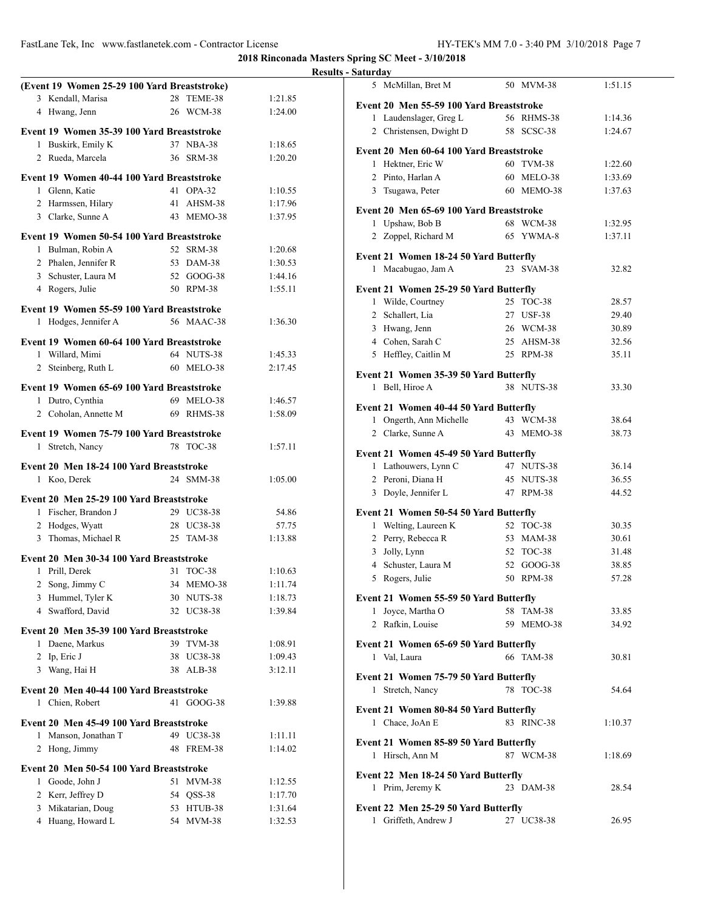## 2018 Rinconada Masters Spring SC Meet - 3/10/2018

### Results - Saturday

**(Event 19 Women 25-29 100 Yard Breaststroke)**

| Place | Name | Age | Team | Time |
|---|---|---|---|---|
| 3 | Kendall, Marisa | 28 | TEME-38 | 1:21.85 |
| 4 | Hwang, Jenn | 26 | WCM-38 | 1:24.00 |

**Event 19 Women 35-39 100 Yard Breaststroke**

| Place | Name | Age | Team | Time |
|---|---|---|---|---|
| 1 | Buskirk, Emily K | 37 | NBA-38 | 1:18.65 |
| 2 | Rueda, Marcela | 36 | SRM-38 | 1:20.20 |

**Event 19 Women 40-44 100 Yard Breaststroke**

| Place | Name | Age | Team | Time |
|---|---|---|---|---|
| 1 | Glenn, Katie | 41 | OPA-32 | 1:10.55 |
| 2 | Harmssen, Hilary | 41 | AHSM-38 | 1:17.96 |
| 3 | Clarke, Sunne A | 43 | MEMO-38 | 1:37.95 |

**Event 19 Women 50-54 100 Yard Breaststroke**

| Place | Name | Age | Team | Time |
|---|---|---|---|---|
| 1 | Bulman, Robin A | 52 | SRM-38 | 1:20.68 |
| 2 | Phalen, Jennifer R | 53 | DAM-38 | 1:30.53 |
| 3 | Schuster, Laura M | 52 | GOOG-38 | 1:44.16 |
| 4 | Rogers, Julie | 50 | RPM-38 | 1:55.11 |

**Event 19 Women 55-59 100 Yard Breaststroke**

| Place | Name | Age | Team | Time |
|---|---|---|---|---|
| 1 | Hodges, Jennifer A | 56 | MAAC-38 | 1:36.30 |

**Event 19 Women 60-64 100 Yard Breaststroke**

| Place | Name | Age | Team | Time |
|---|---|---|---|---|
| 1 | Willard, Mimi | 64 | NUTS-38 | 1:45.33 |
| 2 | Steinberg, Ruth L | 60 | MELO-38 | 2:17.45 |

**Event 19 Women 65-69 100 Yard Breaststroke**

| Place | Name | Age | Team | Time |
|---|---|---|---|---|
| 1 | Dutro, Cynthia | 69 | MELO-38 | 1:46.57 |
| 2 | Coholan, Annette M | 69 | RHMS-38 | 1:58.09 |

**Event 19 Women 75-79 100 Yard Breaststroke**

| Place | Name | Age | Team | Time |
|---|---|---|---|---|
| 1 | Stretch, Nancy | 78 | TOC-38 | 1:57.11 |

**Event 20 Men 18-24 100 Yard Breaststroke**

| Place | Name | Age | Team | Time |
|---|---|---|---|---|
| 1 | Koo, Derek | 24 | SMM-38 | 1:05.00 |

**Event 20 Men 25-29 100 Yard Breaststroke**

| Place | Name | Age | Team | Time |
|---|---|---|---|---|
| 1 | Fischer, Brandon J | 29 | UC38-38 | 54.86 |
| 2 | Hodges, Wyatt | 28 | UC38-38 | 57.75 |
| 3 | Thomas, Michael R | 25 | TAM-38 | 1:13.88 |

**Event 20 Men 30-34 100 Yard Breaststroke**

| Place | Name | Age | Team | Time |
|---|---|---|---|---|
| 1 | Prill, Derek | 31 | TOC-38 | 1:10.63 |
| 2 | Song, Jimmy C | 34 | MEMO-38 | 1:11.74 |
| 3 | Hummel, Tyler K | 30 | NUTS-38 | 1:18.73 |
| 4 | Swafford, David | 32 | UC38-38 | 1:39.84 |

**Event 20 Men 35-39 100 Yard Breaststroke**

| Place | Name | Age | Team | Time |
|---|---|---|---|---|
| 1 | Daene, Markus | 39 | TVM-38 | 1:08.91 |
| 2 | Ip, Eric J | 38 | UC38-38 | 1:09.43 |
| 3 | Wang, Hai H | 38 | ALB-38 | 3:12.11 |

**Event 20 Men 40-44 100 Yard Breaststroke**

| Place | Name | Age | Team | Time |
|---|---|---|---|---|
| 1 | Chien, Robert | 41 | GOOG-38 | 1:39.88 |

**Event 20 Men 45-49 100 Yard Breaststroke**

| Place | Name | Age | Team | Time |
|---|---|---|---|---|
| 1 | Manson, Jonathan T | 49 | UC38-38 | 1:11.11 |
| 2 | Hong, Jimmy | 48 | FREM-38 | 1:14.02 |

**Event 20 Men 50-54 100 Yard Breaststroke**

| Place | Name | Age | Team | Time |
|---|---|---|---|---|
| 1 | Goode, John J | 51 | MVM-38 | 1:12.55 |
| 2 | Kerr, Jeffrey D | 54 | QSS-38 | 1:17.70 |
| 3 | Mikatarian, Doug | 53 | HTUB-38 | 1:31.64 |
| 4 | Huang, Howard L | 54 | MVM-38 | 1:32.53 |
| 5 | McMillan, Bret M | 50 | MVM-38 | 1:51.15 |

**Event 20 Men 55-59 100 Yard Breaststroke**

| Place | Name | Age | Team | Time |
|---|---|---|---|---|
| 1 | Laudenslager, Greg L | 56 | RHMS-38 | 1:14.36 |
| 2 | Christensen, Dwight D | 58 | SCSC-38 | 1:24.67 |

**Event 20 Men 60-64 100 Yard Breaststroke**

| Place | Name | Age | Team | Time |
|---|---|---|---|---|
| 1 | Hektner, Eric W | 60 | TVM-38 | 1:22.60 |
| 2 | Pinto, Harlan A | 60 | MELO-38 | 1:33.69 |
| 3 | Tsugawa, Peter | 60 | MEMO-38 | 1:37.63 |

**Event 20 Men 65-69 100 Yard Breaststroke**

| Place | Name | Age | Team | Time |
|---|---|---|---|---|
| 1 | Upshaw, Bob B | 68 | WCM-38 | 1:32.95 |
| 2 | Zoppel, Richard M | 65 | YWMA-8 | 1:37.11 |

**Event 21 Women 18-24 50 Yard Butterfly**

| Place | Name | Age | Team | Time |
|---|---|---|---|---|
| 1 | Macabugao, Jam A | 23 | SVAM-38 | 32.82 |

**Event 21 Women 25-29 50 Yard Butterfly**

| Place | Name | Age | Team | Time |
|---|---|---|---|---|
| 1 | Wilde, Courtney | 25 | TOC-38 | 28.57 |
| 2 | Schallert, Lia | 27 | USF-38 | 29.40 |
| 3 | Hwang, Jenn | 26 | WCM-38 | 30.89 |
| 4 | Cohen, Sarah C | 25 | AHSM-38 | 32.56 |
| 5 | Heffley, Caitlin M | 25 | RPM-38 | 35.11 |

**Event 21 Women 35-39 50 Yard Butterfly**

| Place | Name | Age | Team | Time |
|---|---|---|---|---|
| 1 | Bell, Hiroe A | 38 | NUTS-38 | 33.30 |

**Event 21 Women 40-44 50 Yard Butterfly**

| Place | Name | Age | Team | Time |
|---|---|---|---|---|
| 1 | Ongerth, Ann Michelle | 43 | WCM-38 | 38.64 |
| 2 | Clarke, Sunne A | 43 | MEMO-38 | 38.73 |

**Event 21 Women 45-49 50 Yard Butterfly**

| Place | Name | Age | Team | Time |
|---|---|---|---|---|
| 1 | Lathouwers, Lynn C | 47 | NUTS-38 | 36.14 |
| 2 | Peroni, Diana H | 45 | NUTS-38 | 36.55 |
| 3 | Doyle, Jennifer L | 47 | RPM-38 | 44.52 |

**Event 21 Women 50-54 50 Yard Butterfly**

| Place | Name | Age | Team | Time |
|---|---|---|---|---|
| 1 | Welting, Laureen K | 52 | TOC-38 | 30.35 |
| 2 | Perry, Rebecca R | 53 | MAM-38 | 30.61 |
| 3 | Jolly, Lynn | 52 | TOC-38 | 31.48 |
| 4 | Schuster, Laura M | 52 | GOOG-38 | 38.85 |
| 5 | Rogers, Julie | 50 | RPM-38 | 57.28 |

**Event 21 Women 55-59 50 Yard Butterfly**

| Place | Name | Age | Team | Time |
|---|---|---|---|---|
| 1 | Joyce, Martha O | 58 | TAM-38 | 33.85 |
| 2 | Rafkin, Louise | 59 | MEMO-38 | 34.92 |

**Event 21 Women 65-69 50 Yard Butterfly**

| Place | Name | Age | Team | Time |
|---|---|---|---|---|
| 1 | Val, Laura | 66 | TAM-38 | 30.81 |

**Event 21 Women 75-79 50 Yard Butterfly**

| Place | Name | Age | Team | Time |
|---|---|---|---|---|
| 1 | Stretch, Nancy | 78 | TOC-38 | 54.64 |

**Event 21 Women 80-84 50 Yard Butterfly**

| Place | Name | Age | Team | Time |
|---|---|---|---|---|
| 1 | Chace, JoAn E | 83 | RINC-38 | 1:10.37 |

**Event 21 Women 85-89 50 Yard Butterfly**

| Place | Name | Age | Team | Time |
|---|---|---|---|---|
| 1 | Hirsch, Ann M | 87 | WCM-38 | 1:18.69 |

**Event 22 Men 18-24 50 Yard Butterfly**

| Place | Name | Age | Team | Time |
|---|---|---|---|---|
| 1 | Prim, Jeremy K | 23 | DAM-38 | 28.54 |

**Event 22 Men 25-29 50 Yard Butterfly**

| Place | Name | Age | Team | Time |
|---|---|---|---|---|
| 1 | Griffeth, Andrew J | 27 | UC38-38 | 26.95 |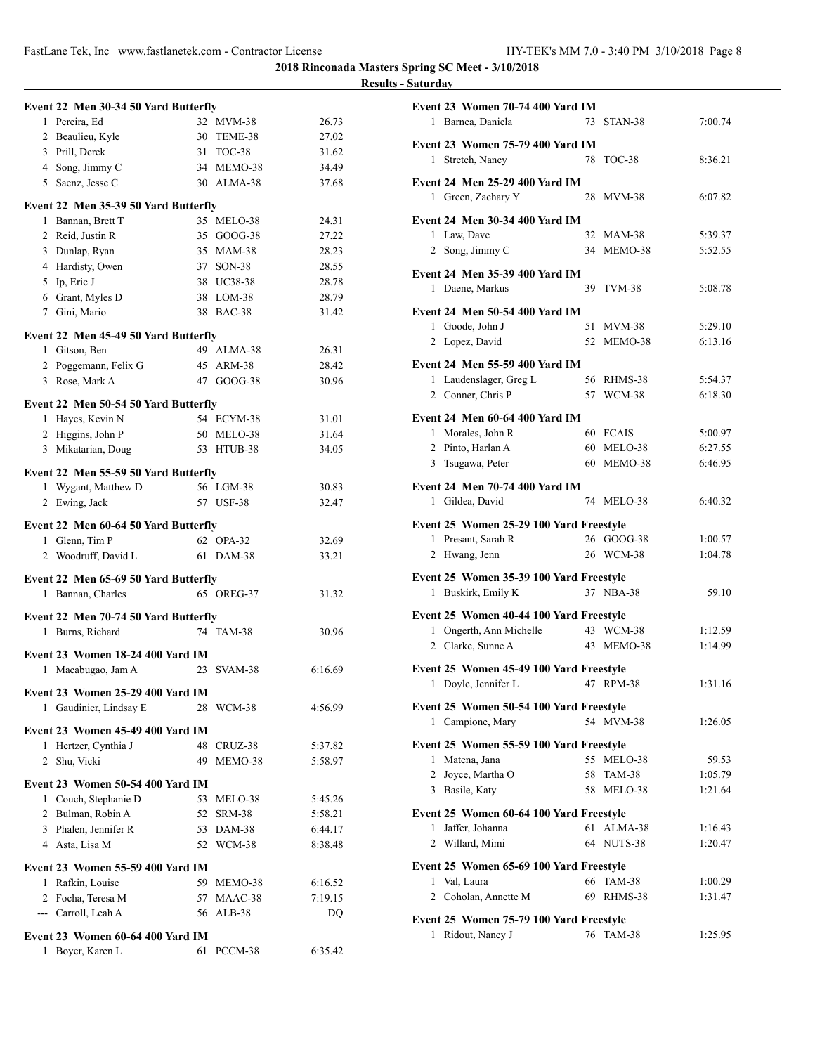## 2018 Rinconada Masters Spring SC Meet - 3/10/2018

### Results - Saturday

**Event 22 Men 30-34 50 Yard Butterfly**

| Place | Name | Age | Team | Time |
|---|---|---|---|---|
| 1 | Pereira, Ed | 32 | MVM-38 | 26.73 |
| 2 | Beaulieu, Kyle | 30 | TEME-38 | 27.02 |
| 3 | Prill, Derek | 31 | TOC-38 | 31.62 |
| 4 | Song, Jimmy C | 34 | MEMO-38 | 34.49 |
| 5 | Saenz, Jesse C | 30 | ALMA-38 | 37.68 |

**Event 22 Men 35-39 50 Yard Butterfly**

| Place | Name | Age | Team | Time |
|---|---|---|---|---|
| 1 | Bannan, Brett T | 35 | MELO-38 | 24.31 |
| 2 | Reid, Justin R | 35 | GOOG-38 | 27.22 |
| 3 | Dunlap, Ryan | 35 | MAM-38 | 28.23 |
| 4 | Hardisty, Owen | 37 | SON-38 | 28.55 |
| 5 | Ip, Eric J | 38 | UC38-38 | 28.78 |
| 6 | Grant, Myles D | 38 | LOM-38 | 28.79 |
| 7 | Gini, Mario | 38 | BAC-38 | 31.42 |

**Event 22 Men 45-49 50 Yard Butterfly**

| Place | Name | Age | Team | Time |
|---|---|---|---|---|
| 1 | Gitson, Ben | 49 | ALMA-38 | 26.31 |
| 2 | Poggemann, Felix G | 45 | ARM-38 | 28.42 |
| 3 | Rose, Mark A | 47 | GOOG-38 | 30.96 |

**Event 22 Men 50-54 50 Yard Butterfly**

| Place | Name | Age | Team | Time |
|---|---|---|---|---|
| 1 | Hayes, Kevin N | 54 | ECYM-38 | 31.01 |
| 2 | Higgins, John P | 50 | MELO-38 | 31.64 |
| 3 | Mikatarian, Doug | 53 | HTUB-38 | 34.05 |

**Event 22 Men 55-59 50 Yard Butterfly**

| Place | Name | Age | Team | Time |
|---|---|---|---|---|
| 1 | Wygant, Matthew D | 56 | LGM-38 | 30.83 |
| 2 | Ewing, Jack | 57 | USF-38 | 32.47 |

**Event 22 Men 60-64 50 Yard Butterfly**

| Place | Name | Age | Team | Time |
|---|---|---|---|---|
| 1 | Glenn, Tim P | 62 | OPA-32 | 32.69 |
| 2 | Woodruff, David L | 61 | DAM-38 | 33.21 |

**Event 22 Men 65-69 50 Yard Butterfly**

| Place | Name | Age | Team | Time |
|---|---|---|---|---|
| 1 | Bannan, Charles | 65 | OREG-37 | 31.32 |

**Event 22 Men 70-74 50 Yard Butterfly**

| Place | Name | Age | Team | Time |
|---|---|---|---|---|
| 1 | Burns, Richard | 74 | TAM-38 | 30.96 |

**Event 23 Women 18-24 400 Yard IM**

| Place | Name | Age | Team | Time |
|---|---|---|---|---|
| 1 | Macabugao, Jam A | 23 | SVAM-38 | 6:16.69 |

**Event 23 Women 25-29 400 Yard IM**

| Place | Name | Age | Team | Time |
|---|---|---|---|---|
| 1 | Gaudinier, Lindsay E | 28 | WCM-38 | 4:56.99 |

**Event 23 Women 45-49 400 Yard IM**

| Place | Name | Age | Team | Time |
|---|---|---|---|---|
| 1 | Hertzer, Cynthia J | 48 | CRUZ-38 | 5:37.82 |
| 2 | Shu, Vicki | 49 | MEMO-38 | 5:58.97 |

**Event 23 Women 50-54 400 Yard IM**

| Place | Name | Age | Team | Time |
|---|---|---|---|---|
| 1 | Couch, Stephanie D | 53 | MELO-38 | 5:45.26 |
| 2 | Bulman, Robin A | 52 | SRM-38 | 5:58.21 |
| 3 | Phalen, Jennifer R | 53 | DAM-38 | 6:44.17 |
| 4 | Asta, Lisa M | 52 | WCM-38 | 8:38.48 |

**Event 23 Women 55-59 400 Yard IM**

| Place | Name | Age | Team | Time |
|---|---|---|---|---|
| 1 | Rafkin, Louise | 59 | MEMO-38 | 6:16.52 |
| 2 | Focha, Teresa M | 57 | MAAC-38 | 7:19.15 |
| --- | Carroll, Leah A | 56 | ALB-38 | DQ |

**Event 23 Women 60-64 400 Yard IM**

| Place | Name | Age | Team | Time |
|---|---|---|---|---|
| 1 | Boyer, Karen L | 61 | PCCM-38 | 6:35.42 |

**Event 23 Women 70-74 400 Yard IM**

| Place | Name | Age | Team | Time |
|---|---|---|---|---|
| 1 | Barnea, Daniela | 73 | STAN-38 | 7:00.74 |

**Event 23 Women 75-79 400 Yard IM**

| Place | Name | Age | Team | Time |
|---|---|---|---|---|
| 1 | Stretch, Nancy | 78 | TOC-38 | 8:36.21 |

**Event 24 Men 25-29 400 Yard IM**

| Place | Name | Age | Team | Time |
|---|---|---|---|---|
| 1 | Green, Zachary Y | 28 | MVM-38 | 6:07.82 |

**Event 24 Men 30-34 400 Yard IM**

| Place | Name | Age | Team | Time |
|---|---|---|---|---|
| 1 | Law, Dave | 32 | MAM-38 | 5:39.37 |
| 2 | Song, Jimmy C | 34 | MEMO-38 | 5:52.55 |

**Event 24 Men 35-39 400 Yard IM**

| Place | Name | Age | Team | Time |
|---|---|---|---|---|
| 1 | Daene, Markus | 39 | TVM-38 | 5:08.78 |

**Event 24 Men 50-54 400 Yard IM**

| Place | Name | Age | Team | Time |
|---|---|---|---|---|
| 1 | Goode, John J | 51 | MVM-38 | 5:29.10 |
| 2 | Lopez, David | 52 | MEMO-38 | 6:13.16 |

**Event 24 Men 55-59 400 Yard IM**

| Place | Name | Age | Team | Time |
|---|---|---|---|---|
| 1 | Laudenslager, Greg L | 56 | RHMS-38 | 5:54.37 |
| 2 | Conner, Chris P | 57 | WCM-38 | 6:18.30 |

**Event 24 Men 60-64 400 Yard IM**

| Place | Name | Age | Team | Time |
|---|---|---|---|---|
| 1 | Morales, John R | 60 | FCAIS | 5:00.97 |
| 2 | Pinto, Harlan A | 60 | MELO-38 | 6:27.55 |
| 3 | Tsugawa, Peter | 60 | MEMO-38 | 6:46.95 |

**Event 24 Men 70-74 400 Yard IM**

| Place | Name | Age | Team | Time |
|---|---|---|---|---|
| 1 | Gildea, David | 74 | MELO-38 | 6:40.32 |

**Event 25 Women 25-29 100 Yard Freestyle**

| Place | Name | Age | Team | Time |
|---|---|---|---|---|
| 1 | Presant, Sarah R | 26 | GOOG-38 | 1:00.57 |
| 2 | Hwang, Jenn | 26 | WCM-38 | 1:04.78 |

**Event 25 Women 35-39 100 Yard Freestyle**

| Place | Name | Age | Team | Time |
|---|---|---|---|---|
| 1 | Buskirk, Emily K | 37 | NBA-38 | 59.10 |

**Event 25 Women 40-44 100 Yard Freestyle**

| Place | Name | Age | Team | Time |
|---|---|---|---|---|
| 1 | Ongerth, Ann Michelle | 43 | WCM-38 | 1:12.59 |
| 2 | Clarke, Sunne A | 43 | MEMO-38 | 1:14.99 |

**Event 25 Women 45-49 100 Yard Freestyle**

| Place | Name | Age | Team | Time |
|---|---|---|---|---|
| 1 | Doyle, Jennifer L | 47 | RPM-38 | 1:31.16 |

**Event 25 Women 50-54 100 Yard Freestyle**

| Place | Name | Age | Team | Time |
|---|---|---|---|---|
| 1 | Campione, Mary | 54 | MVM-38 | 1:26.05 |

**Event 25 Women 55-59 100 Yard Freestyle**

| Place | Name | Age | Team | Time |
|---|---|---|---|---|
| 1 | Matena, Jana | 55 | MELO-38 | 59.53 |
| 2 | Joyce, Martha O | 58 | TAM-38 | 1:05.79 |
| 3 | Basile, Katy | 58 | MELO-38 | 1:21.64 |

**Event 25 Women 60-64 100 Yard Freestyle**

| Place | Name | Age | Team | Time |
|---|---|---|---|---|
| 1 | Jaffer, Johanna | 61 | ALMA-38 | 1:16.43 |
| 2 | Willard, Mimi | 64 | NUTS-38 | 1:20.47 |

**Event 25 Women 65-69 100 Yard Freestyle**

| Place | Name | Age | Team | Time |
|---|---|---|---|---|
| 1 | Val, Laura | 66 | TAM-38 | 1:00.29 |
| 2 | Coholan, Annette M | 69 | RHMS-38 | 1:31.47 |

**Event 25 Women 75-79 100 Yard Freestyle**

| Place | Name | Age | Team | Time |
|---|---|---|---|---|
| 1 | Ridout, Nancy J | 76 | TAM-38 | 1:25.95 |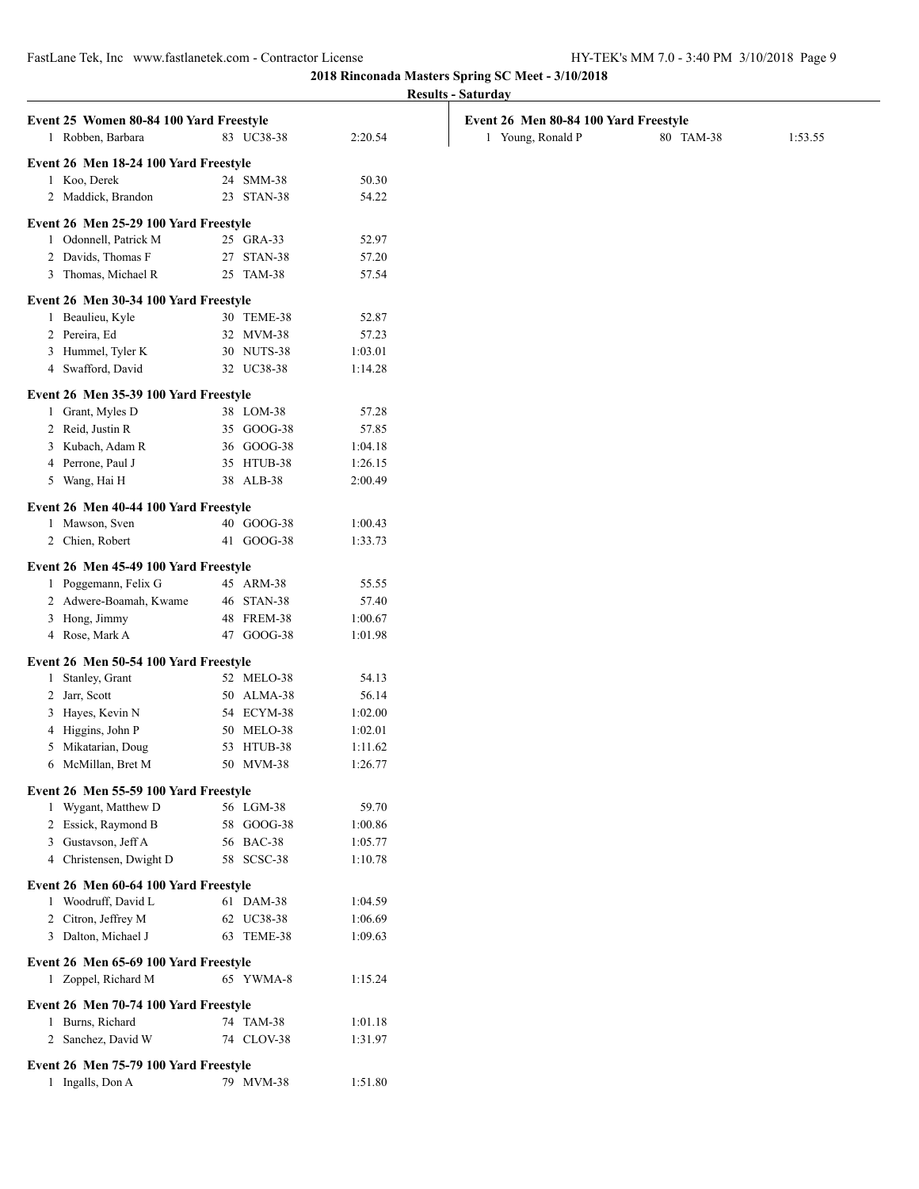## 2018 Rinconada Masters Spring SC Meet - 3/10/2018

### Results - Saturday

**Event 25 Women 80-84 100 Yard Freestyle**

| | | | | |
|---|---|---|---|---|
| 1 | Robben, Barbara | 83 | UC38-38 | 2:20.54 |

**Event 26 Men 18-24 100 Yard Freestyle**

| | | | | |
|---|---|---|---|---|
| 1 | Koo, Derek | 24 | SMM-38 | 50.30 |
| 2 | Maddick, Brandon | 23 | STAN-38 | 54.22 |

**Event 26 Men 25-29 100 Yard Freestyle**

| | | | | |
|---|---|---|---|---|
| 1 | Odonnell, Patrick M | 25 | GRA-33 | 52.97 |
| 2 | Davids, Thomas F | 27 | STAN-38 | 57.20 |
| 3 | Thomas, Michael R | 25 | TAM-38 | 57.54 |

**Event 26 Men 30-34 100 Yard Freestyle**

| | | | | |
|---|---|---|---|---|
| 1 | Beaulieu, Kyle | 30 | TEME-38 | 52.87 |
| 2 | Pereira, Ed | 32 | MVM-38 | 57.23 |
| 3 | Hummel, Tyler K | 30 | NUTS-38 | 1:03.01 |
| 4 | Swafford, David | 32 | UC38-38 | 1:14.28 |

**Event 26 Men 35-39 100 Yard Freestyle**

| | | | | |
|---|---|---|---|---|
| 1 | Grant, Myles D | 38 | LOM-38 | 57.28 |
| 2 | Reid, Justin R | 35 | GOOG-38 | 57.85 |
| 3 | Kubach, Adam R | 36 | GOOG-38 | 1:04.18 |
| 4 | Perrone, Paul J | 35 | HTUB-38 | 1:26.15 |
| 5 | Wang, Hai H | 38 | ALB-38 | 2:00.49 |

**Event 26 Men 40-44 100 Yard Freestyle**

| | | | | |
|---|---|---|---|---|
| 1 | Mawson, Sven | 40 | GOOG-38 | 1:00.43 |
| 2 | Chien, Robert | 41 | GOOG-38 | 1:33.73 |

**Event 26 Men 45-49 100 Yard Freestyle**

| | | | | |
|---|---|---|---|---|
| 1 | Poggemann, Felix G | 45 | ARM-38 | 55.55 |
| 2 | Adwere-Boamah, Kwame | 46 | STAN-38 | 57.40 |
| 3 | Hong, Jimmy | 48 | FREM-38 | 1:00.67 |
| 4 | Rose, Mark A | 47 | GOOG-38 | 1:01.98 |

**Event 26 Men 50-54 100 Yard Freestyle**

| | | | | |
|---|---|---|---|---|
| 1 | Stanley, Grant | 52 | MELO-38 | 54.13 |
| 2 | Jarr, Scott | 50 | ALMA-38 | 56.14 |
| 3 | Hayes, Kevin N | 54 | ECYM-38 | 1:02.00 |
| 4 | Higgins, John P | 50 | MELO-38 | 1:02.01 |
| 5 | Mikatarian, Doug | 53 | HTUB-38 | 1:11.62 |
| 6 | McMillan, Bret M | 50 | MVM-38 | 1:26.77 |

**Event 26 Men 55-59 100 Yard Freestyle**

| | | | | |
|---|---|---|---|---|
| 1 | Wygant, Matthew D | 56 | LGM-38 | 59.70 |
| 2 | Essick, Raymond B | 58 | GOOG-38 | 1:00.86 |
| 3 | Gustavson, Jeff A | 56 | BAC-38 | 1:05.77 |
| 4 | Christensen, Dwight D | 58 | SCSC-38 | 1:10.78 |

**Event 26 Men 60-64 100 Yard Freestyle**

| | | | | |
|---|---|---|---|---|
| 1 | Woodruff, David L | 61 | DAM-38 | 1:04.59 |
| 2 | Citron, Jeffrey M | 62 | UC38-38 | 1:06.69 |
| 3 | Dalton, Michael J | 63 | TEME-38 | 1:09.63 |

**Event 26 Men 65-69 100 Yard Freestyle**

| | | | | |
|---|---|---|---|---|
| 1 | Zoppel, Richard M | 65 | YWMA-8 | 1:15.24 |

**Event 26 Men 70-74 100 Yard Freestyle**

| | | | | |
|---|---|---|---|---|
| 1 | Burns, Richard | 74 | TAM-38 | 1:01.18 |
| 2 | Sanchez, David W | 74 | CLOV-38 | 1:31.97 |

**Event 26 Men 75-79 100 Yard Freestyle**

| | | | | |
|---|---|---|---|---|
| 1 | Ingalls, Don A | 79 | MVM-38 | 1:51.80 |

**Event 26 Men 80-84 100 Yard Freestyle**

| | | | | |
|---|---|---|---|---|
| 1 | Young, Ronald P | 80 | TAM-38 | 1:53.55 |